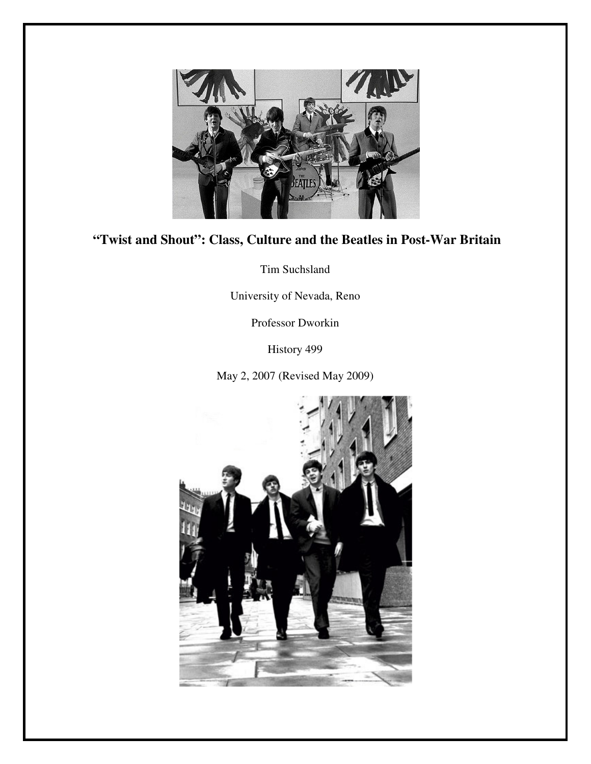# "Twist and Shout": Class, Culture and the Beatles in Post-War Britain

Tim Suchsland

University of Nevada, Reno

Professor Dworkin

History 499

May 2, 2007 (Revised May 2009)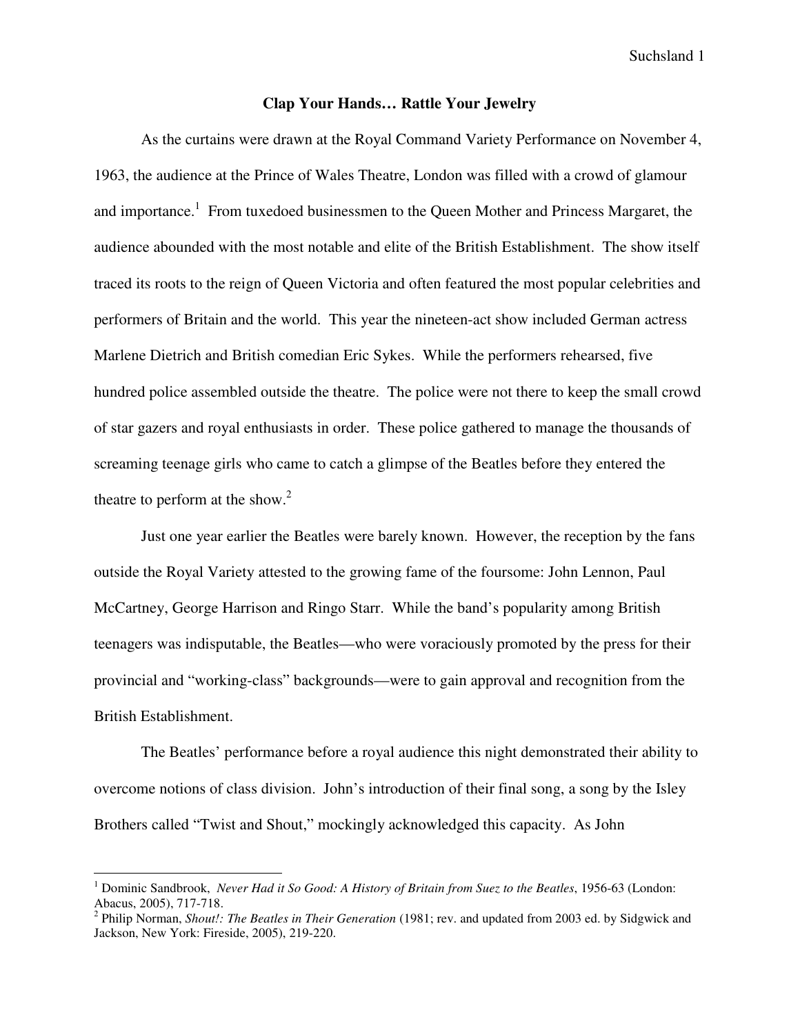# Clap Your Hands… Rattle Your Jewelry

As the curtains were drawn at the Royal Command Variety Performance on November 4, 1963, the audience at the Prince of Wales Theatre, London was filled with a crowd of glamour and importance.[1] From tuxedoed businessmen to the Queen Mother and Princess Margaret, the audience abounded with the most notable and elite of the British Establishment. The show itself traced its roots to the reign of Queen Victoria and often featured the most popular celebrities and performers of Britain and the world. This year the nineteen-act show included German actress Marlene Dietrich and British comedian Eric Sykes. While the performers rehearsed, five hundred police assembled outside the theatre. The police were not there to keep the small crowd of star gazers and royal enthusiasts in order. These police gathered to manage the thousands of screaming teenage girls who came to catch a glimpse of the Beatles before they entered the theatre to perform at the show.[2]

Just one year earlier the Beatles were barely known. However, the reception by the fans outside the Royal Variety attested to the growing fame of the foursome: John Lennon, Paul McCartney, George Harrison and Ringo Starr. While the band's popularity among British teenagers was indisputable, the Beatles—who were voraciously promoted by the press for their provincial and "working-class" backgrounds—were to gain approval and recognition from the British Establishment.

The Beatles' performance before a royal audience this night demonstrated their ability to overcome notions of class division. John's introduction of their final song, a song by the Isley Brothers called "Twist and Shout," mockingly acknowledged this capacity. As John

---

[1] Dominic Sandbrook, *Never Had it So Good: A History of Britain from Suez to the Beatles*, 1956-63 (London: Abacus, 2005), 717-718.

[2] Philip Norman, *Shout!: The Beatles in Their Generation* (1981; rev. and updated from 2003 ed. by Sidgwick and Jackson, New York: Fireside, 2005), 219-220.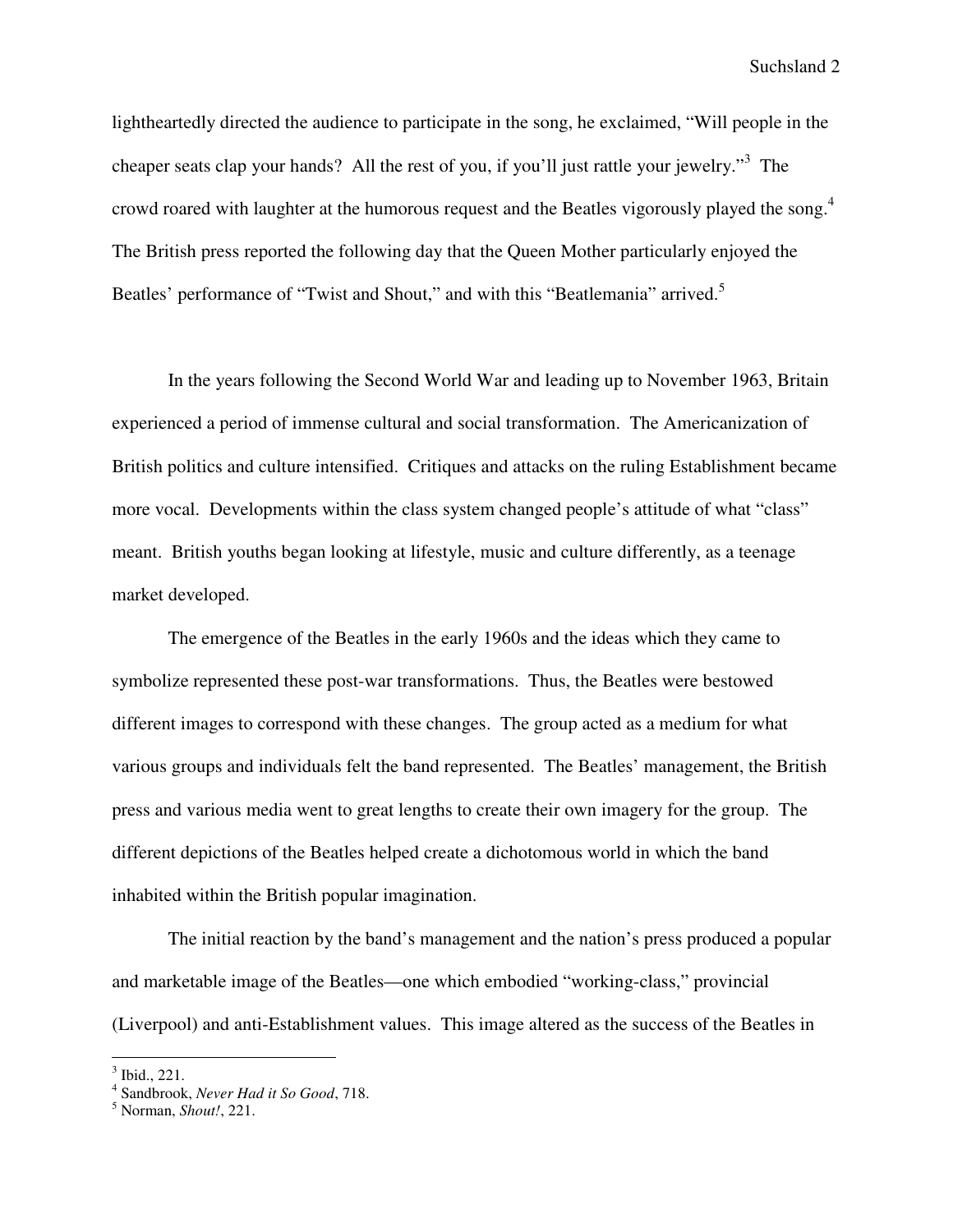lightheartedly directed the audience to participate in the song, he exclaimed, "Will people in the cheaper seats clap your hands? All the rest of you, if you'll just rattle your jewelry."[3] The crowd roared with laughter at the humorous request and the Beatles vigorously played the song.[4] The British press reported the following day that the Queen Mother particularly enjoyed the Beatles' performance of "Twist and Shout," and with this "Beatlemania" arrived.[5]

In the years following the Second World War and leading up to November 1963, Britain experienced a period of immense cultural and social transformation. The Americanization of British politics and culture intensified. Critiques and attacks on the ruling Establishment became more vocal. Developments within the class system changed people's attitude of what "class" meant. British youths began looking at lifestyle, music and culture differently, as a teenage market developed.

The emergence of the Beatles in the early 1960s and the ideas which they came to symbolize represented these post-war transformations. Thus, the Beatles were bestowed different images to correspond with these changes. The group acted as a medium for what various groups and individuals felt the band represented. The Beatles' management, the British press and various media went to great lengths to create their own imagery for the group. The different depictions of the Beatles helped create a dichotomous world in which the band inhabited within the British popular imagination.

The initial reaction by the band's management and the nation's press produced a popular and marketable image of the Beatles—one which embodied "working-class," provincial (Liverpool) and anti-Establishment values. This image altered as the success of the Beatles in

---

[3] Ibid., 221.

[4] Sandbrook, *Never Had it So Good*, 718.

[5] Norman, *Shout!*, 221.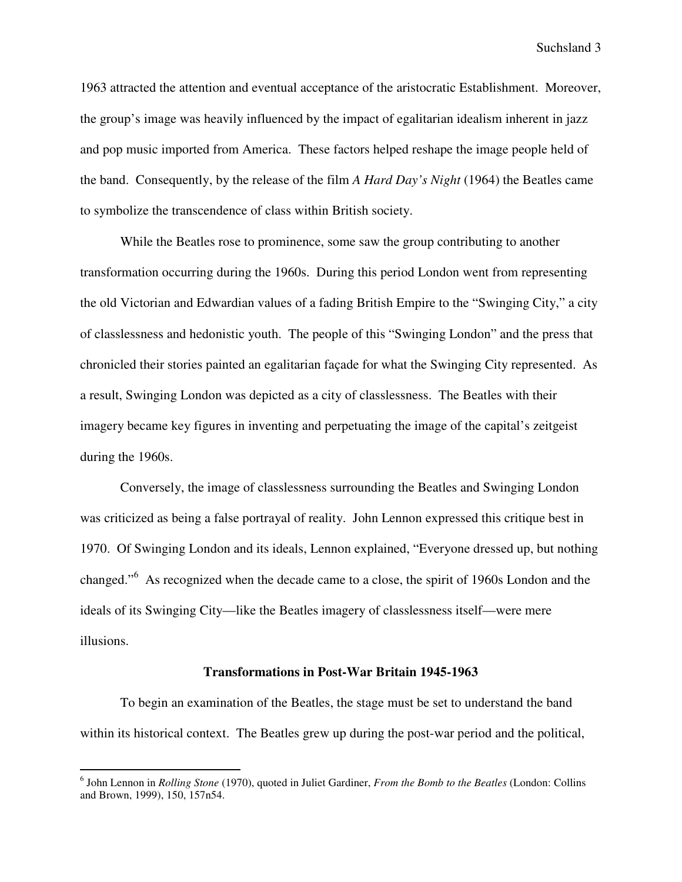1963 attracted the attention and eventual acceptance of the aristocratic Establishment. Moreover, the group's image was heavily influenced by the impact of egalitarian idealism inherent in jazz and pop music imported from America. These factors helped reshape the image people held of the band. Consequently, by the release of the film *A Hard Day's Night* (1964) the Beatles came to symbolize the transcendence of class within British society.

While the Beatles rose to prominence, some saw the group contributing to another transformation occurring during the 1960s. During this period London went from representing the old Victorian and Edwardian values of a fading British Empire to the "Swinging City," a city of classlessness and hedonistic youth. The people of this "Swinging London" and the press that chronicled their stories painted an egalitarian façade for what the Swinging City represented. As a result, Swinging London was depicted as a city of classlessness. The Beatles with their imagery became key figures in inventing and perpetuating the image of the capital's zeitgeist during the 1960s.

Conversely, the image of classlessness surrounding the Beatles and Swinging London was criticized as being a false portrayal of reality. John Lennon expressed this critique best in 1970. Of Swinging London and its ideals, Lennon explained, "Everyone dressed up, but nothing changed."[6] As recognized when the decade came to a close, the spirit of 1960s London and the ideals of its Swinging City—like the Beatles imagery of classlessness itself—were mere illusions.

### Transformations in Post-War Britain 1945-1963

To begin an examination of the Beatles, the stage must be set to understand the band within its historical context. The Beatles grew up during the post-war period and the political,

---

[6] John Lennon in *Rolling Stone* (1970), quoted in Juliet Gardiner, *From the Bomb to the Beatles* (London: Collins and Brown, 1999), 150, 157n54.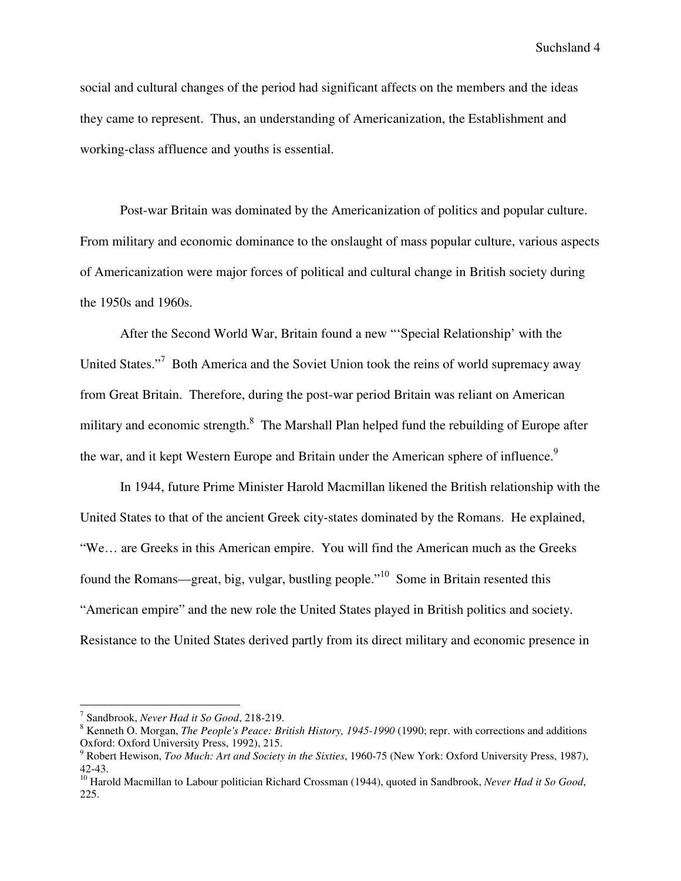social and cultural changes of the period had significant affects on the members and the ideas they came to represent. Thus, an understanding of Americanization, the Establishment and working-class affluence and youths is essential.

Post-war Britain was dominated by the Americanization of politics and popular culture. From military and economic dominance to the onslaught of mass popular culture, various aspects of Americanization were major forces of political and cultural change in British society during the 1950s and 1960s.

After the Second World War, Britain found a new "'Special Relationship' with the United States."[7] Both America and the Soviet Union took the reins of world supremacy away from Great Britain. Therefore, during the post-war period Britain was reliant on American military and economic strength.[8] The Marshall Plan helped fund the rebuilding of Europe after the war, and it kept Western Europe and Britain under the American sphere of influence.[9]

In 1944, future Prime Minister Harold Macmillan likened the British relationship with the United States to that of the ancient Greek city-states dominated by the Romans. He explained, "We… are Greeks in this American empire. You will find the American much as the Greeks found the Romans—great, big, vulgar, bustling people."[10] Some in Britain resented this "American empire" and the new role the United States played in British politics and society. Resistance to the United States derived partly from its direct military and economic presence in

---

[7] Sandbrook, *Never Had it So Good*, 218-219.

[8] Kenneth O. Morgan, *The People's Peace: British History, 1945-1990* (1990; repr. with corrections and additions Oxford: Oxford University Press, 1992), 215.

[9] Robert Hewison, *Too Much: Art and Society in the Sixties*, 1960-75 (New York: Oxford University Press, 1987), 42-43.

[10] Harold Macmillan to Labour politician Richard Crossman (1944), quoted in Sandbrook, *Never Had it So Good*, 225.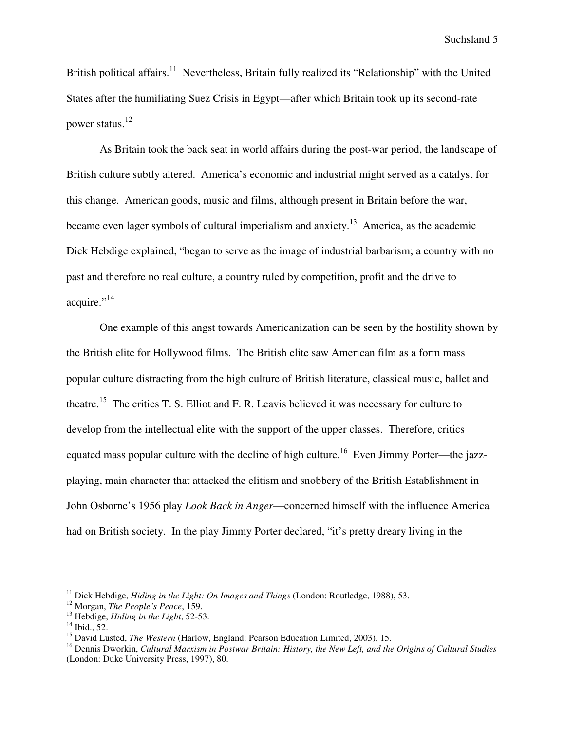British political affairs.[11] Nevertheless, Britain fully realized its "Relationship" with the United States after the humiliating Suez Crisis in Egypt—after which Britain took up its second-rate power status.[12]

As Britain took the back seat in world affairs during the post-war period, the landscape of British culture subtly altered. America's economic and industrial might served as a catalyst for this change. American goods, music and films, although present in Britain before the war, became even lager symbols of cultural imperialism and anxiety.[13] America, as the academic Dick Hebdige explained, "began to serve as the image of industrial barbarism; a country with no past and therefore no real culture, a country ruled by competition, profit and the drive to acquire."[14]

One example of this angst towards Americanization can be seen by the hostility shown by the British elite for Hollywood films. The British elite saw American film as a form mass popular culture distracting from the high culture of British literature, classical music, ballet and theatre.[15] The critics T. S. Elliot and F. R. Leavis believed it was necessary for culture to develop from the intellectual elite with the support of the upper classes. Therefore, critics equated mass popular culture with the decline of high culture.[16] Even Jimmy Porter—the jazz-playing, main character that attacked the elitism and snobbery of the British Establishment in John Osborne's 1956 play *Look Back in Anger*—concerned himself with the influence America had on British society. In the play Jimmy Porter declared, "it's pretty dreary living in the

---

[11] Dick Hebdige, *Hiding in the Light: On Images and Things* (London: Routledge, 1988), 53.

[12] Morgan, *The People's Peace*, 159.

[13] Hebdige, *Hiding in the Light*, 52-53.

[14] Ibid., 52.

[15] David Lusted, *The Western* (Harlow, England: Pearson Education Limited, 2003), 15.

[16] Dennis Dworkin, *Cultural Marxism in Postwar Britain: History, the New Left, and the Origins of Cultural Studies* (London: Duke University Press, 1997), 80.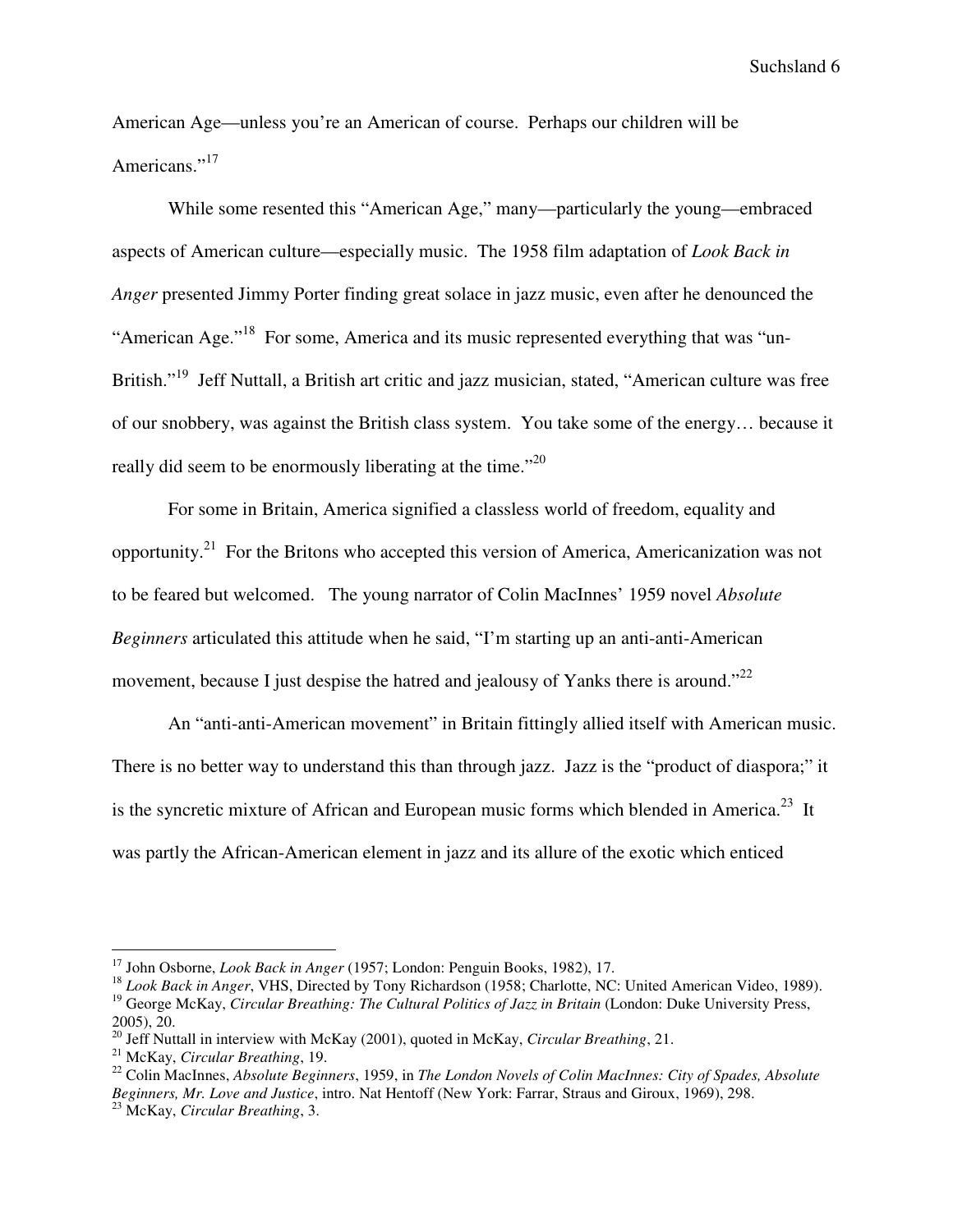American Age—unless you're an American of course. Perhaps our children will be Americans."[17]

While some resented this "American Age," many—particularly the young—embraced aspects of American culture—especially music. The 1958 film adaptation of *Look Back in Anger* presented Jimmy Porter finding great solace in jazz music, even after he denounced the "American Age."[18] For some, America and its music represented everything that was "un-British."[19] Jeff Nuttall, a British art critic and jazz musician, stated, "American culture was free of our snobbery, was against the British class system. You take some of the energy… because it really did seem to be enormously liberating at the time."[20]

For some in Britain, America signified a classless world of freedom, equality and opportunity.[21] For the Britons who accepted this version of America, Americanization was not to be feared but welcomed. The young narrator of Colin MacInnes' 1959 novel *Absolute Beginners* articulated this attitude when he said, "I'm starting up an anti-anti-American movement, because I just despise the hatred and jealousy of Yanks there is around."[22]

An "anti-anti-American movement" in Britain fittingly allied itself with American music. There is no better way to understand this than through jazz. Jazz is the "product of diaspora;" it is the syncretic mixture of African and European music forms which blended in America.[23] It was partly the African-American element in jazz and its allure of the exotic which enticed

---

[17] John Osborne, *Look Back in Anger* (1957; London: Penguin Books, 1982), 17.

[18] *Look Back in Anger*, VHS, Directed by Tony Richardson (1958; Charlotte, NC: United American Video, 1989).

[19] George McKay, *Circular Breathing: The Cultural Politics of Jazz in Britain* (London: Duke University Press, 2005), 20.

[20] Jeff Nuttall in interview with McKay (2001), quoted in McKay, *Circular Breathing*, 21.

[21] McKay, *Circular Breathing*, 19.

[22] Colin MacInnes, *Absolute Beginners*, 1959, in *The London Novels of Colin MacInnes: City of Spades, Absolute Beginners, Mr. Love and Justice*, intro. Nat Hentoff (New York: Farrar, Straus and Giroux, 1969), 298.

[23] McKay, *Circular Breathing*, 3.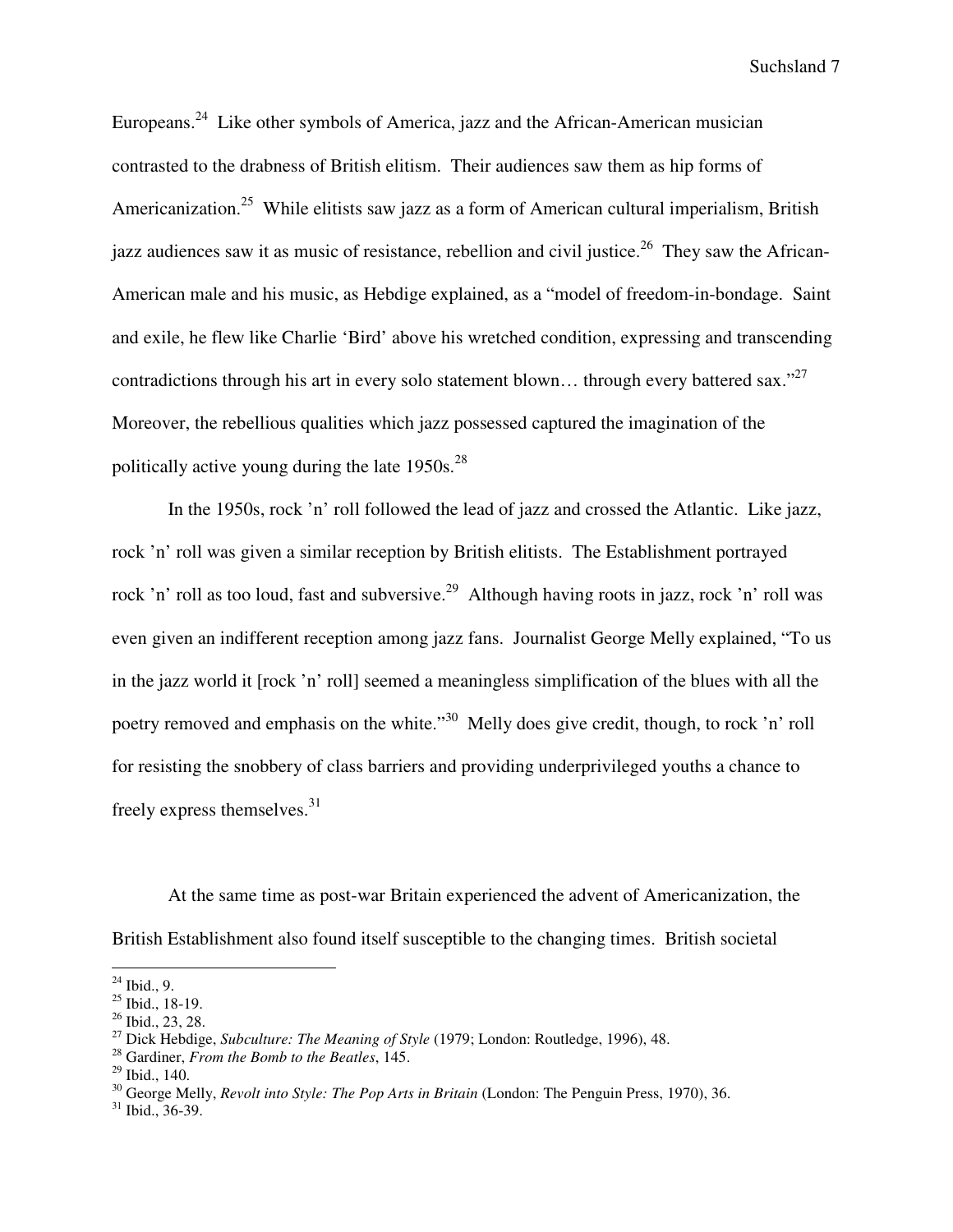Europeans.[24] Like other symbols of America, jazz and the African-American musician contrasted to the drabness of British elitism. Their audiences saw them as hip forms of Americanization.[25] While elitists saw jazz as a form of American cultural imperialism, British jazz audiences saw it as music of resistance, rebellion and civil justice.[26] They saw the African-American male and his music, as Hebdige explained, as a "model of freedom-in-bondage. Saint and exile, he flew like Charlie 'Bird' above his wretched condition, expressing and transcending contradictions through his art in every solo statement blown… through every battered sax."[27] Moreover, the rebellious qualities which jazz possessed captured the imagination of the politically active young during the late 1950s.[28]

In the 1950s, rock 'n' roll followed the lead of jazz and crossed the Atlantic. Like jazz, rock 'n' roll was given a similar reception by British elitists. The Establishment portrayed rock 'n' roll as too loud, fast and subversive.[29] Although having roots in jazz, rock 'n' roll was even given an indifferent reception among jazz fans. Journalist George Melly explained, "To us in the jazz world it [rock 'n' roll] seemed a meaningless simplification of the blues with all the poetry removed and emphasis on the white."[30] Melly does give credit, though, to rock 'n' roll for resisting the snobbery of class barriers and providing underprivileged youths a chance to freely express themselves.[31]

At the same time as post-war Britain experienced the advent of Americanization, the British Establishment also found itself susceptible to the changing times. British societal

---

[24] Ibid., 9.
[25] Ibid., 18-19.
[26] Ibid., 23, 28.
[27] Dick Hebdige, *Subculture: The Meaning of Style* (1979; London: Routledge, 1996), 48.
[28] Gardiner, *From the Bomb to the Beatles*, 145.
[29] Ibid., 140.
[30] George Melly, *Revolt into Style: The Pop Arts in Britain* (London: The Penguin Press, 1970), 36.
[31] Ibid., 36-39.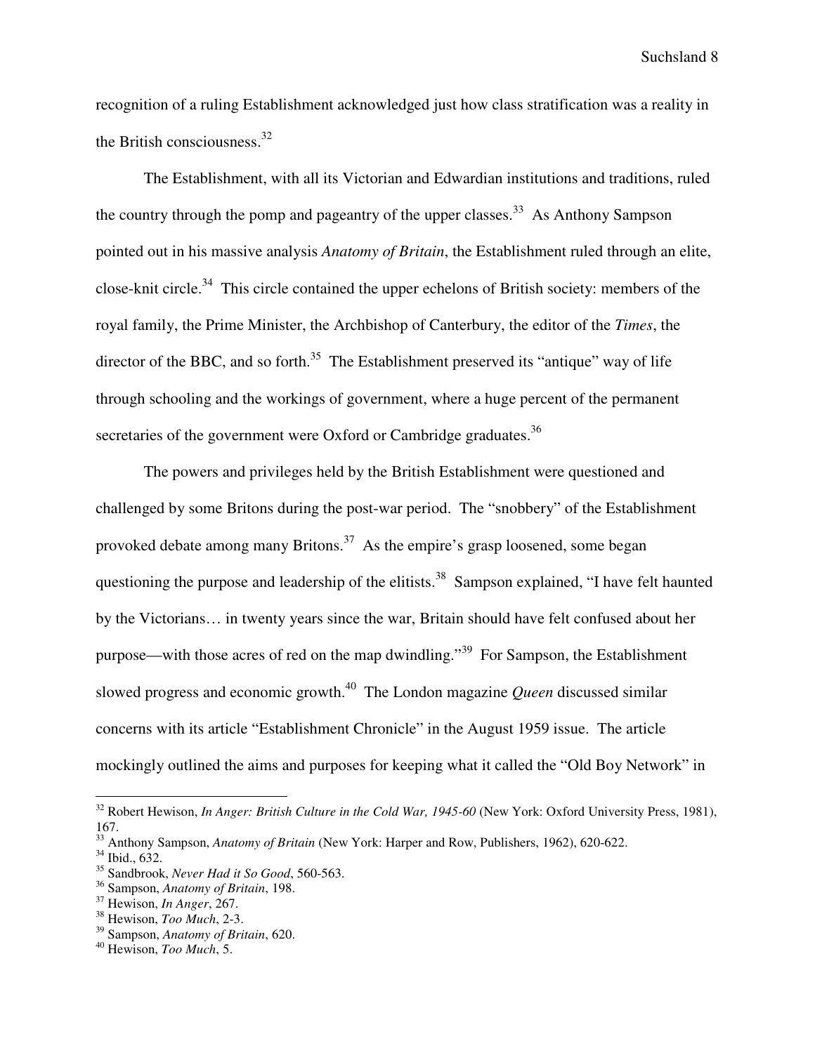recognition of a ruling Establishment acknowledged just how class stratification was a reality in the British consciousness.[32]

The Establishment, with all its Victorian and Edwardian institutions and traditions, ruled the country through the pomp and pageantry of the upper classes.[33] As Anthony Sampson pointed out in his massive analysis *Anatomy of Britain*, the Establishment ruled through an elite, close-knit circle.[34] This circle contained the upper echelons of British society: members of the royal family, the Prime Minister, the Archbishop of Canterbury, the editor of the *Times*, the director of the BBC, and so forth.[35] The Establishment preserved its "antique" way of life through schooling and the workings of government, where a huge percent of the permanent secretaries of the government were Oxford or Cambridge graduates.[36]

The powers and privileges held by the British Establishment were questioned and challenged by some Britons during the post-war period. The "snobbery" of the Establishment provoked debate among many Britons.[37] As the empire's grasp loosened, some began questioning the purpose and leadership of the elitists.[38] Sampson explained, "I have felt haunted by the Victorians… in twenty years since the war, Britain should have felt confused about her purpose—with those acres of red on the map dwindling."[39] For Sampson, the Establishment slowed progress and economic growth.[40] The London magazine *Queen* discussed similar concerns with its article "Establishment Chronicle" in the August 1959 issue. The article mockingly outlined the aims and purposes for keeping what it called the "Old Boy Network" in

---

[32] Robert Hewison, *In Anger: British Culture in the Cold War, 1945-60* (New York: Oxford University Press, 1981), 167.
[33] Anthony Sampson, *Anatomy of Britain* (New York: Harper and Row, Publishers, 1962), 620-622.
[34] Ibid., 632.
[35] Sandbrook, *Never Had it So Good*, 560-563.
[36] Sampson, *Anatomy of Britain*, 198.
[37] Hewison, *In Anger*, 267.
[38] Hewison, *Too Much*, 2-3.
[39] Sampson, *Anatomy of Britain*, 620.
[40] Hewison, *Too Much*, 5.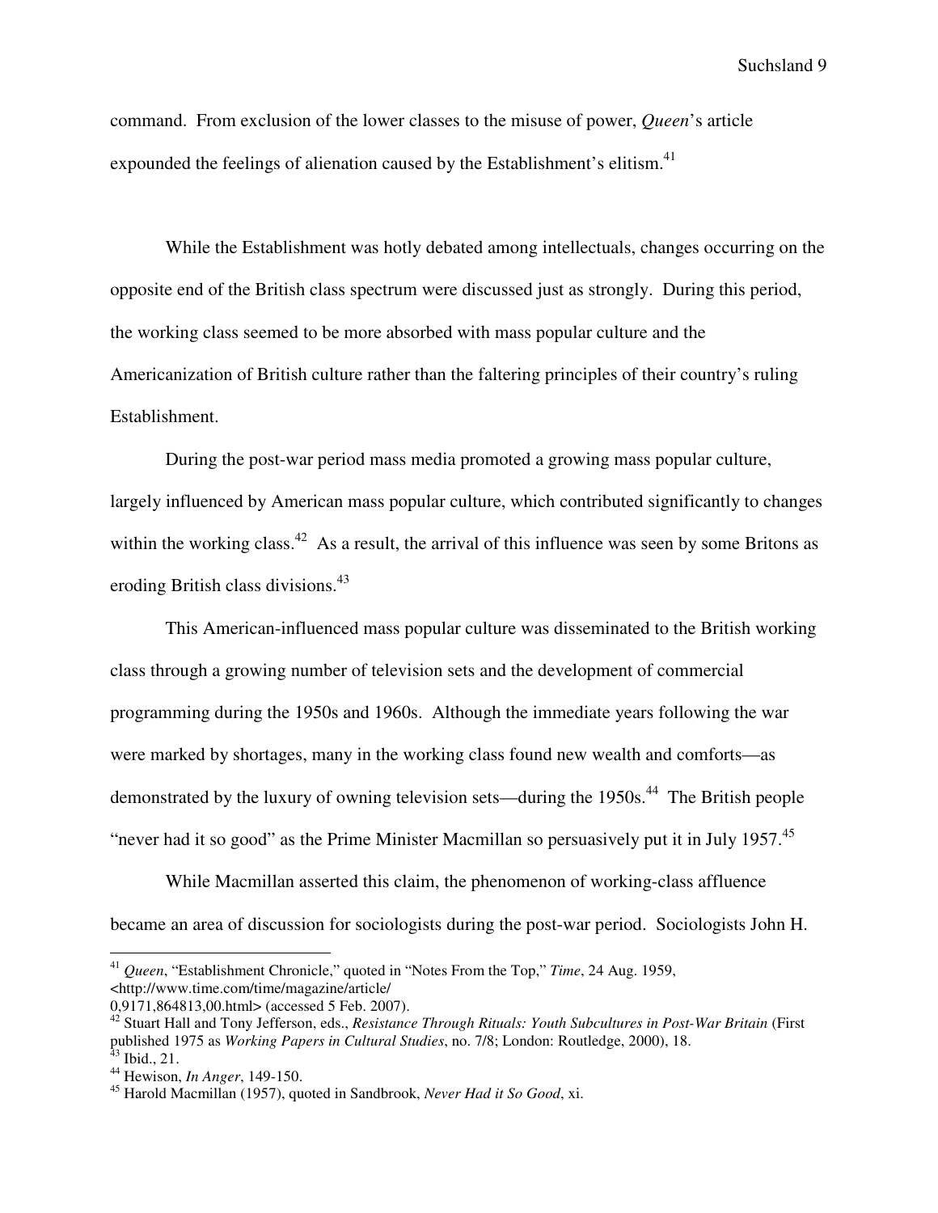command. From exclusion of the lower classes to the misuse of power, *Queen*'s article expounded the feelings of alienation caused by the Establishment's elitism.[41]

While the Establishment was hotly debated among intellectuals, changes occurring on the opposite end of the British class spectrum were discussed just as strongly. During this period, the working class seemed to be more absorbed with mass popular culture and the Americanization of British culture rather than the faltering principles of their country's ruling Establishment.

During the post-war period mass media promoted a growing mass popular culture, largely influenced by American mass popular culture, which contributed significantly to changes within the working class.[42] As a result, the arrival of this influence was seen by some Britons as eroding British class divisions.[43]

This American-influenced mass popular culture was disseminated to the British working class through a growing number of television sets and the development of commercial programming during the 1950s and 1960s. Although the immediate years following the war were marked by shortages, many in the working class found new wealth and comforts—as demonstrated by the luxury of owning television sets—during the 1950s.[44] The British people "never had it so good" as the Prime Minister Macmillan so persuasively put it in July 1957.[45]

While Macmillan asserted this claim, the phenomenon of working-class affluence became an area of discussion for sociologists during the post-war period. Sociologists John H.

---

[41] *Queen*, "Establishment Chronicle," quoted in "Notes From the Top," *Time*, 24 Aug. 1959, <http://www.time.com/time/magazine/article/0,9171,864813,00.html> (accessed 5 Feb. 2007).

[42] Stuart Hall and Tony Jefferson, eds., *Resistance Through Rituals: Youth Subcultures in Post-War Britain* (First published 1975 as *Working Papers in Cultural Studies*, no. 7/8; London: Routledge, 2000), 18.

[43] Ibid., 21.

[44] Hewison, *In Anger*, 149-150.

[45] Harold Macmillan (1957), quoted in Sandbrook, *Never Had it So Good*, xi.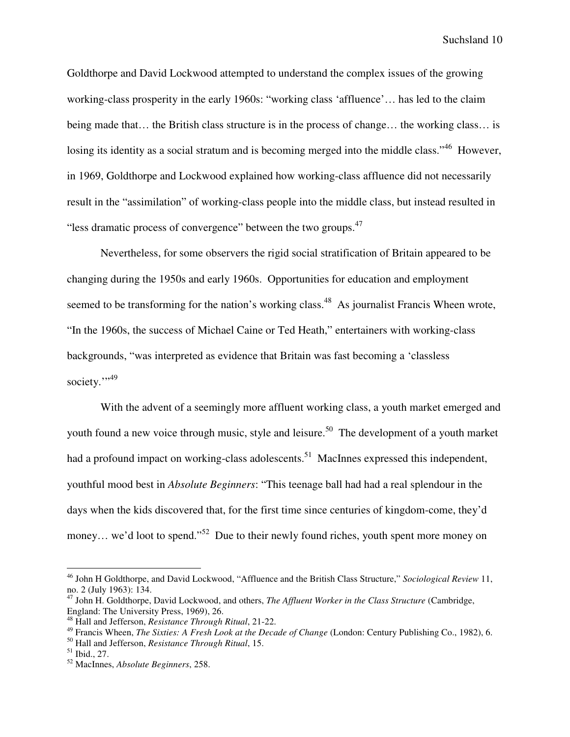Goldthorpe and David Lockwood attempted to understand the complex issues of the growing working-class prosperity in the early 1960s: "working class 'affluence'… has led to the claim being made that… the British class structure is in the process of change… the working class… is losing its identity as a social stratum and is becoming merged into the middle class."[46] However, in 1969, Goldthorpe and Lockwood explained how working-class affluence did not necessarily result in the "assimilation" of working-class people into the middle class, but instead resulted in "less dramatic process of convergence" between the two groups.[47]

Nevertheless, for some observers the rigid social stratification of Britain appeared to be changing during the 1950s and early 1960s. Opportunities for education and employment seemed to be transforming for the nation's working class.[48] As journalist Francis Wheen wrote, "In the 1960s, the success of Michael Caine or Ted Heath," entertainers with working-class backgrounds, "was interpreted as evidence that Britain was fast becoming a 'classless society.'"[49]

With the advent of a seemingly more affluent working class, a youth market emerged and youth found a new voice through music, style and leisure.[50] The development of a youth market had a profound impact on working-class adolescents.[51] MacInnes expressed this independent, youthful mood best in *Absolute Beginners*: "This teenage ball had had a real splendour in the days when the kids discovered that, for the first time since centuries of kingdom-come, they'd money… we'd loot to spend."[52] Due to their newly found riches, youth spent more money on

---

[46] John H Goldthorpe, and David Lockwood, "Affluence and the British Class Structure," *Sociological Review* 11, no. 2 (July 1963): 134.

[47] John H. Goldthorpe, David Lockwood, and others, *The Affluent Worker in the Class Structure* (Cambridge, England: The University Press, 1969), 26.

[48] Hall and Jefferson, *Resistance Through Ritual*, 21-22.

[49] Francis Wheen, *The Sixties: A Fresh Look at the Decade of Change* (London: Century Publishing Co., 1982), 6.

[50] Hall and Jefferson, *Resistance Through Ritual*, 15.

[51] Ibid., 27.

[52] MacInnes, *Absolute Beginners*, 258.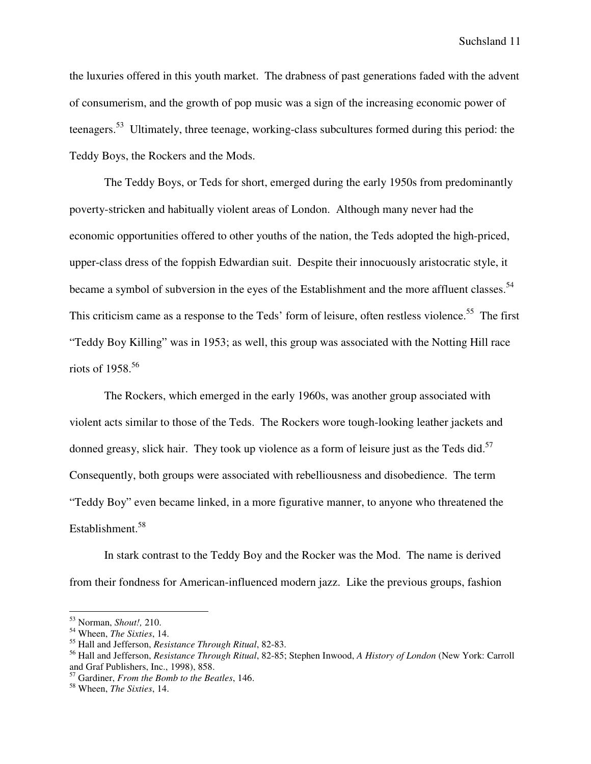the luxuries offered in this youth market. The drabness of past generations faded with the advent of consumerism, and the growth of pop music was a sign of the increasing economic power of teenagers.[53] Ultimately, three teenage, working-class subcultures formed during this period: the Teddy Boys, the Rockers and the Mods.

The Teddy Boys, or Teds for short, emerged during the early 1950s from predominantly poverty-stricken and habitually violent areas of London. Although many never had the economic opportunities offered to other youths of the nation, the Teds adopted the high-priced, upper-class dress of the foppish Edwardian suit. Despite their innocuously aristocratic style, it became a symbol of subversion in the eyes of the Establishment and the more affluent classes.[54] This criticism came as a response to the Teds' form of leisure, often restless violence.[55] The first "Teddy Boy Killing" was in 1953; as well, this group was associated with the Notting Hill race riots of 1958.[56]

The Rockers, which emerged in the early 1960s, was another group associated with violent acts similar to those of the Teds. The Rockers wore tough-looking leather jackets and donned greasy, slick hair. They took up violence as a form of leisure just as the Teds did.[57] Consequently, both groups were associated with rebelliousness and disobedience. The term "Teddy Boy" even became linked, in a more figurative manner, to anyone who threatened the Establishment.[58]

In stark contrast to the Teddy Boy and the Rocker was the Mod. The name is derived from their fondness for American-influenced modern jazz. Like the previous groups, fashion

---

[53] Norman, *Shout!,* 210.
[54] Wheen, *The Sixties*, 14.
[55] Hall and Jefferson, *Resistance Through Ritual*, 82-83.
[56] Hall and Jefferson, *Resistance Through Ritual*, 82-85; Stephen Inwood, *A History of London* (New York: Carroll and Graf Publishers, Inc., 1998), 858.
[57] Gardiner, *From the Bomb to the Beatles*, 146.
[58] Wheen, *The Sixties*, 14.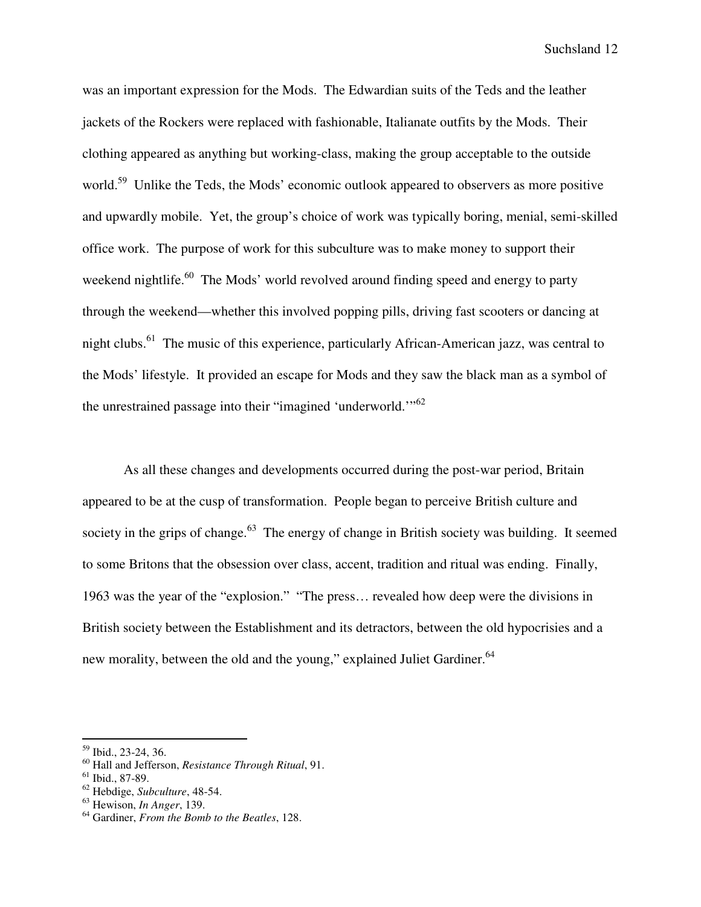was an important expression for the Mods. The Edwardian suits of the Teds and the leather jackets of the Rockers were replaced with fashionable, Italianate outfits by the Mods. Their clothing appeared as anything but working-class, making the group acceptable to the outside world.[59] Unlike the Teds, the Mods' economic outlook appeared to observers as more positive and upwardly mobile. Yet, the group's choice of work was typically boring, menial, semi-skilled office work. The purpose of work for this subculture was to make money to support their weekend nightlife.[60] The Mods' world revolved around finding speed and energy to party through the weekend—whether this involved popping pills, driving fast scooters or dancing at night clubs.[61] The music of this experience, particularly African-American jazz, was central to the Mods' lifestyle. It provided an escape for Mods and they saw the black man as a symbol of the unrestrained passage into their "imagined 'underworld.'"[62]

As all these changes and developments occurred during the post-war period, Britain appeared to be at the cusp of transformation. People began to perceive British culture and society in the grips of change.[63] The energy of change in British society was building. It seemed to some Britons that the obsession over class, accent, tradition and ritual was ending. Finally, 1963 was the year of the "explosion." "The press… revealed how deep were the divisions in British society between the Establishment and its detractors, between the old hypocrisies and a new morality, between the old and the young," explained Juliet Gardiner.[64]

---

[59] Ibid., 23-24, 36.
[60] Hall and Jefferson, *Resistance Through Ritual*, 91.
[61] Ibid., 87-89.
[62] Hebdige, *Subculture*, 48-54.
[63] Hewison, *In Anger*, 139.
[64] Gardiner, *From the Bomb to the Beatles*, 128.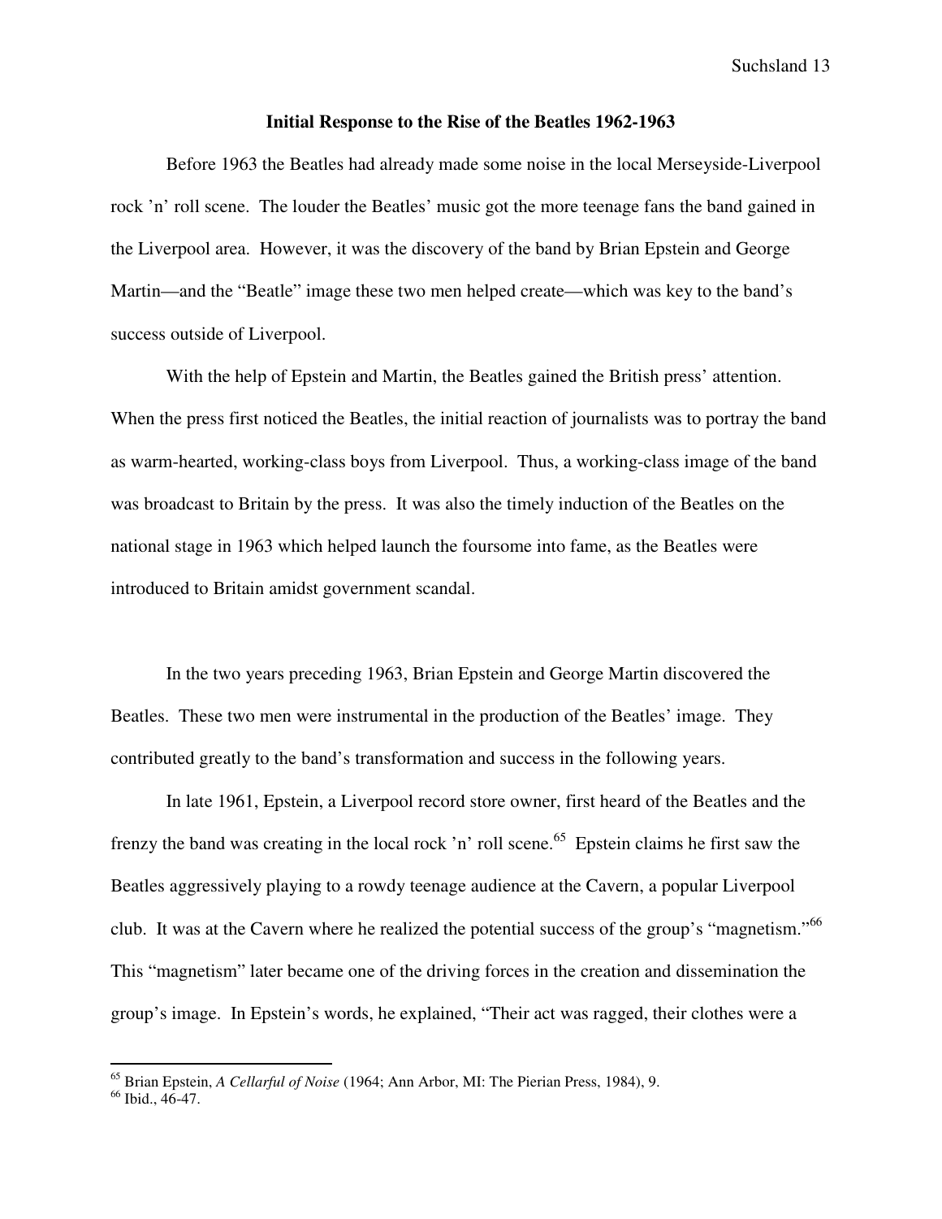## Initial Response to the Rise of the Beatles 1962-1963

Before 1963 the Beatles had already made some noise in the local Merseyside-Liverpool rock ’n’ roll scene. The louder the Beatles’ music got the more teenage fans the band gained in the Liverpool area. However, it was the discovery of the band by Brian Epstein and George Martin—and the “Beatle” image these two men helped create—which was key to the band’s success outside of Liverpool.

With the help of Epstein and Martin, the Beatles gained the British press’ attention. When the press first noticed the Beatles, the initial reaction of journalists was to portray the band as warm-hearted, working-class boys from Liverpool. Thus, a working-class image of the band was broadcast to Britain by the press. It was also the timely induction of the Beatles on the national stage in 1963 which helped launch the foursome into fame, as the Beatles were introduced to Britain amidst government scandal.

In the two years preceding 1963, Brian Epstein and George Martin discovered the Beatles. These two men were instrumental in the production of the Beatles’ image. They contributed greatly to the band’s transformation and success in the following years.

In late 1961, Epstein, a Liverpool record store owner, first heard of the Beatles and the frenzy the band was creating in the local rock ’n’ roll scene.[65] Epstein claims he first saw the Beatles aggressively playing to a rowdy teenage audience at the Cavern, a popular Liverpool club. It was at the Cavern where he realized the potential success of the group’s “magnetism.”[66] This “magnetism” later became one of the driving forces in the creation and dissemination the group’s image. In Epstein’s words, he explained, “Their act was ragged, their clothes were a

---

[65] Brian Epstein, *A Cellarful of Noise* (1964; Ann Arbor, MI: The Pierian Press, 1984), 9.

[66] Ibid., 46-47.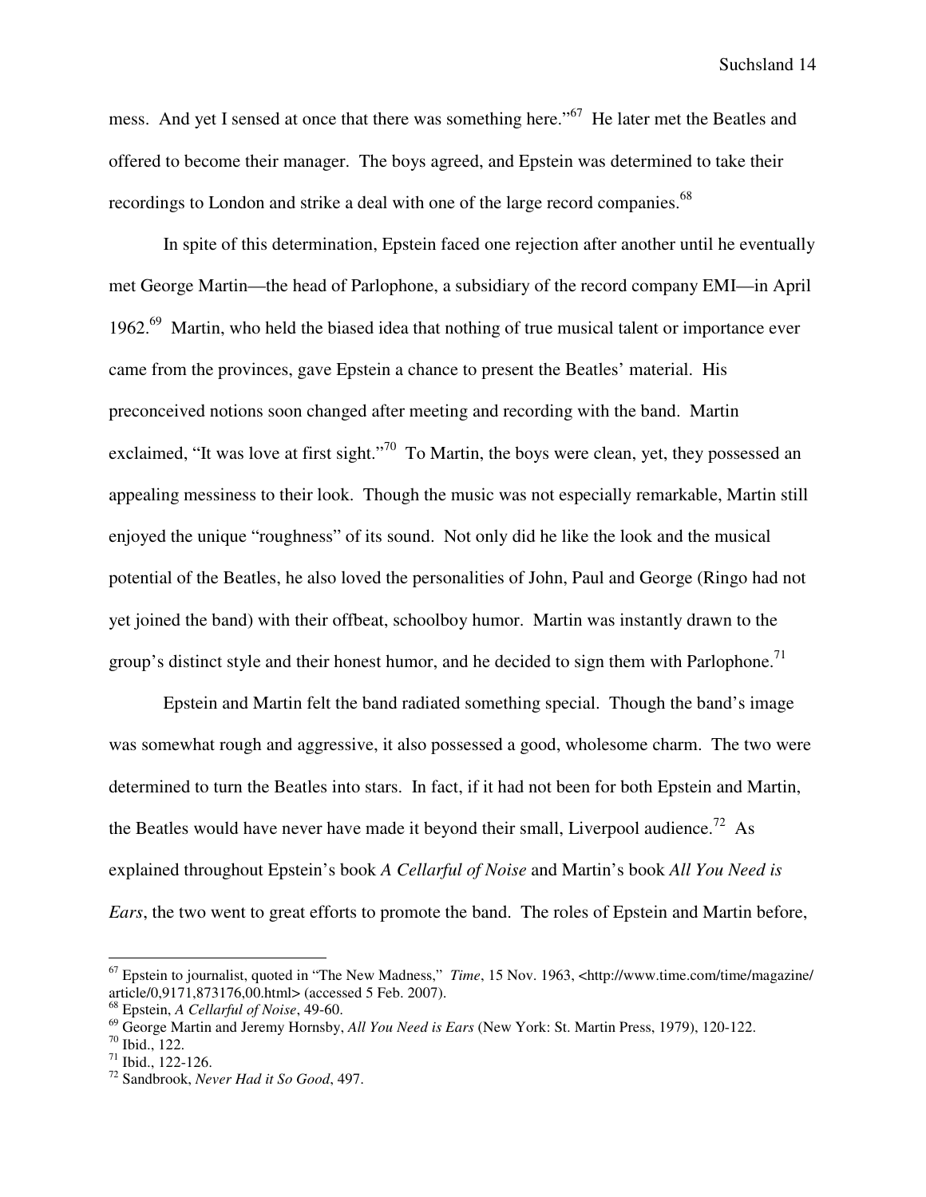mess. And yet I sensed at once that there was something here."[67] He later met the Beatles and offered to become their manager. The boys agreed, and Epstein was determined to take their recordings to London and strike a deal with one of the large record companies.[68]

In spite of this determination, Epstein faced one rejection after another until he eventually met George Martin—the head of Parlophone, a subsidiary of the record company EMI—in April 1962.[69] Martin, who held the biased idea that nothing of true musical talent or importance ever came from the provinces, gave Epstein a chance to present the Beatles' material. His preconceived notions soon changed after meeting and recording with the band. Martin exclaimed, "It was love at first sight."[70] To Martin, the boys were clean, yet, they possessed an appealing messiness to their look. Though the music was not especially remarkable, Martin still enjoyed the unique "roughness" of its sound. Not only did he like the look and the musical potential of the Beatles, he also loved the personalities of John, Paul and George (Ringo had not yet joined the band) with their offbeat, schoolboy humor. Martin was instantly drawn to the group's distinct style and their honest humor, and he decided to sign them with Parlophone.[71]

Epstein and Martin felt the band radiated something special. Though the band's image was somewhat rough and aggressive, it also possessed a good, wholesome charm. The two were determined to turn the Beatles into stars. In fact, if it had not been for both Epstein and Martin, the Beatles would have never have made it beyond their small, Liverpool audience.[72] As explained throughout Epstein's book *A Cellarful of Noise* and Martin's book *All You Need is Ears*, the two went to great efforts to promote the band. The roles of Epstein and Martin before,

---

[67] Epstein to journalist, quoted in "The New Madness," *Time*, 15 Nov. 1963, <http://www.time.com/time/magazine/article/0,9171,873176,00.html> (accessed 5 Feb. 2007).

[68] Epstein, *A Cellarful of Noise*, 49-60.

[69] George Martin and Jeremy Hornsby, *All You Need is Ears* (New York: St. Martin Press, 1979), 120-122.

[70] Ibid., 122.

[71] Ibid., 122-126.

[72] Sandbrook, *Never Had it So Good*, 497.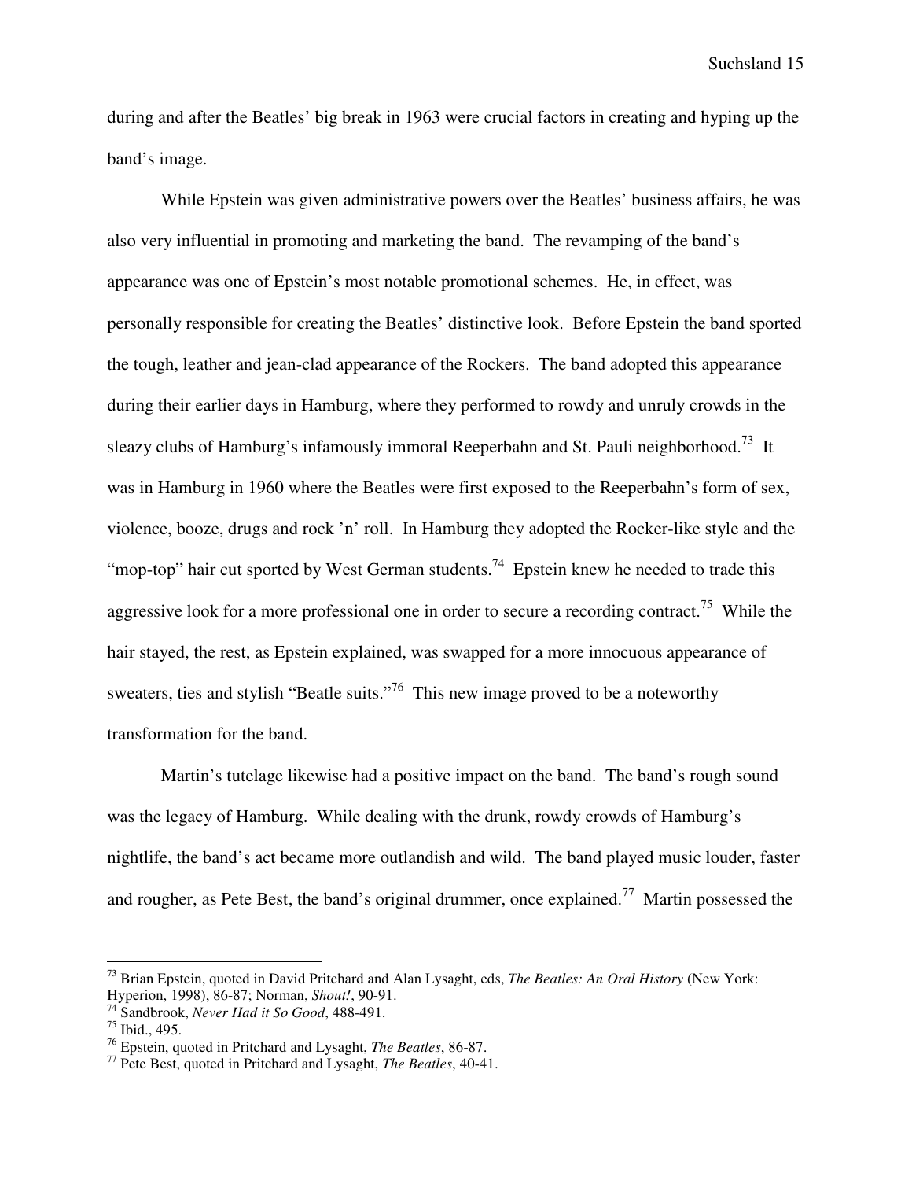during and after the Beatles' big break in 1963 were crucial factors in creating and hyping up the band's image.

While Epstein was given administrative powers over the Beatles' business affairs, he was also very influential in promoting and marketing the band. The revamping of the band's appearance was one of Epstein's most notable promotional schemes. He, in effect, was personally responsible for creating the Beatles' distinctive look. Before Epstein the band sported the tough, leather and jean-clad appearance of the Rockers. The band adopted this appearance during their earlier days in Hamburg, where they performed to rowdy and unruly crowds in the sleazy clubs of Hamburg's infamously immoral Reeperbahn and St. Pauli neighborhood.[73] It was in Hamburg in 1960 where the Beatles were first exposed to the Reeperbahn's form of sex, violence, booze, drugs and rock 'n' roll. In Hamburg they adopted the Rocker-like style and the "mop-top" hair cut sported by West German students.[74] Epstein knew he needed to trade this aggressive look for a more professional one in order to secure a recording contract.[75] While the hair stayed, the rest, as Epstein explained, was swapped for a more innocuous appearance of sweaters, ties and stylish "Beatle suits."[76] This new image proved to be a noteworthy transformation for the band.

Martin's tutelage likewise had a positive impact on the band. The band's rough sound was the legacy of Hamburg. While dealing with the drunk, rowdy crowds of Hamburg's nightlife, the band's act became more outlandish and wild. The band played music louder, faster and rougher, as Pete Best, the band's original drummer, once explained.[77] Martin possessed the

---

[73] Brian Epstein, quoted in David Pritchard and Alan Lysaght, eds, *The Beatles: An Oral History* (New York: Hyperion, 1998), 86-87; Norman, *Shout!*, 90-91.

[74] Sandbrook, *Never Had it So Good*, 488-491.

[75] Ibid., 495.

[76] Epstein, quoted in Pritchard and Lysaght, *The Beatles*, 86-87.

[77] Pete Best, quoted in Pritchard and Lysaght, *The Beatles*, 40-41.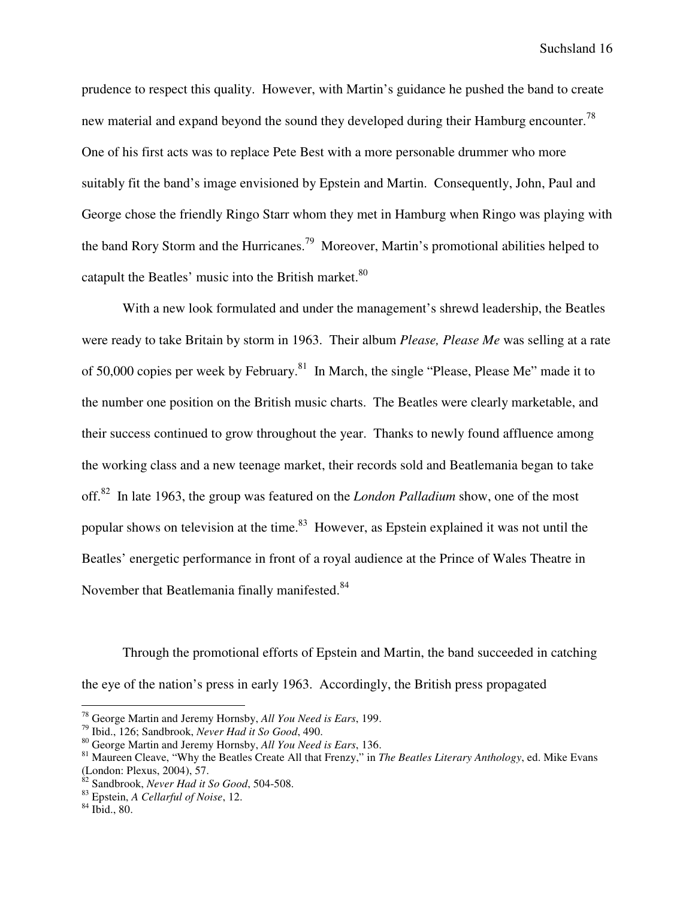prudence to respect this quality. However, with Martin's guidance he pushed the band to create new material and expand beyond the sound they developed during their Hamburg encounter.[78] One of his first acts was to replace Pete Best with a more personable drummer who more suitably fit the band's image envisioned by Epstein and Martin. Consequently, John, Paul and George chose the friendly Ringo Starr whom they met in Hamburg when Ringo was playing with the band Rory Storm and the Hurricanes.[79] Moreover, Martin's promotional abilities helped to catapult the Beatles' music into the British market.[80]

With a new look formulated and under the management's shrewd leadership, the Beatles were ready to take Britain by storm in 1963. Their album *Please, Please Me* was selling at a rate of 50,000 copies per week by February.[81] In March, the single "Please, Please Me" made it to the number one position on the British music charts. The Beatles were clearly marketable, and their success continued to grow throughout the year. Thanks to newly found affluence among the working class and a new teenage market, their records sold and Beatlemania began to take off.[82] In late 1963, the group was featured on the *London Palladium* show, one of the most popular shows on television at the time.[83] However, as Epstein explained it was not until the Beatles' energetic performance in front of a royal audience at the Prince of Wales Theatre in November that Beatlemania finally manifested.[84]

Through the promotional efforts of Epstein and Martin, the band succeeded in catching the eye of the nation's press in early 1963. Accordingly, the British press propagated

---

[78] George Martin and Jeremy Hornsby, *All You Need is Ears*, 199.

[79] Ibid., 126; Sandbrook, *Never Had it So Good*, 490.

[80] George Martin and Jeremy Hornsby, *All You Need is Ears*, 136.

[81] Maureen Cleave, "Why the Beatles Create All that Frenzy," in *The Beatles Literary Anthology*, ed. Mike Evans (London: Plexus, 2004), 57.

[82] Sandbrook, *Never Had it So Good*, 504-508.

[83] Epstein, *A Cellarful of Noise*, 12.

[84] Ibid., 80.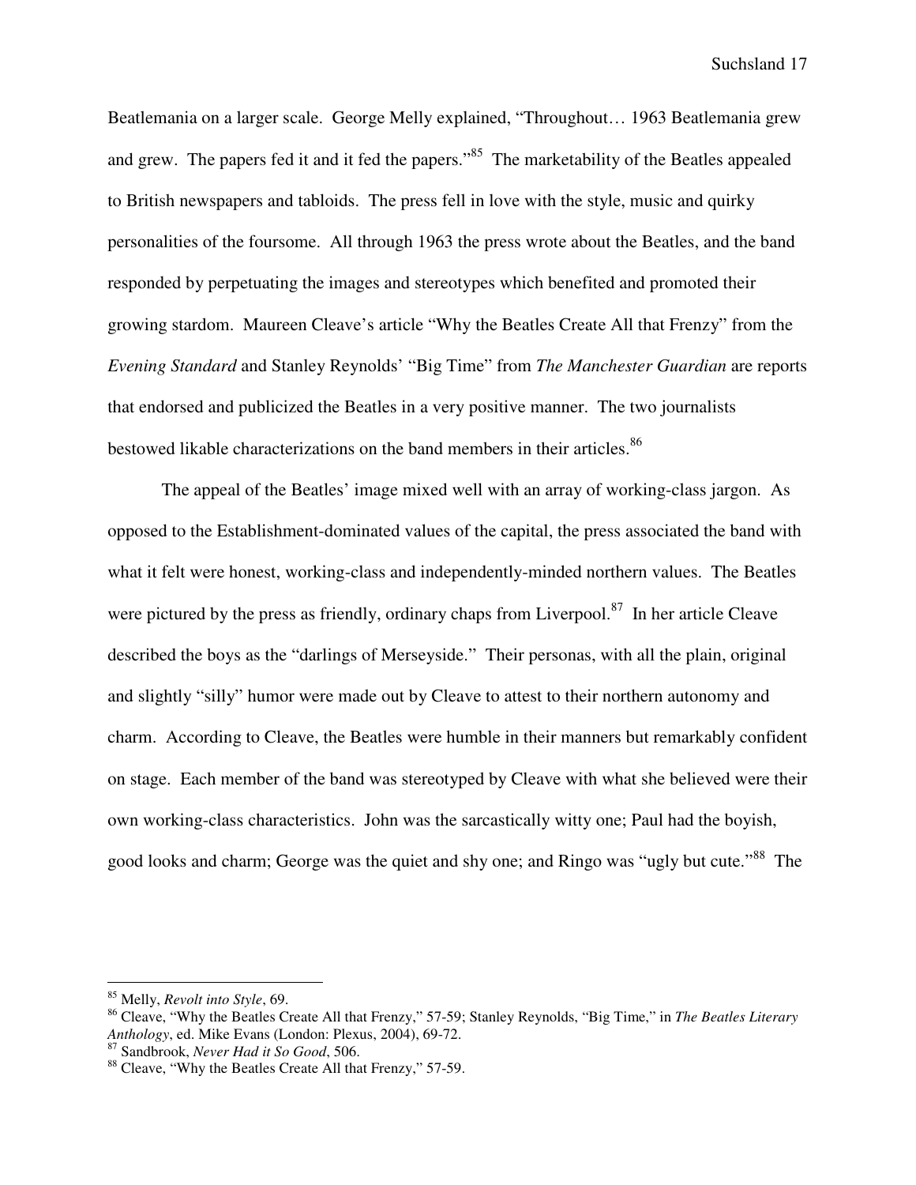Beatlemania on a larger scale. George Melly explained, "Throughout… 1963 Beatlemania grew and grew. The papers fed it and it fed the papers."[85] The marketability of the Beatles appealed to British newspapers and tabloids. The press fell in love with the style, music and quirky personalities of the foursome. All through 1963 the press wrote about the Beatles, and the band responded by perpetuating the images and stereotypes which benefited and promoted their growing stardom. Maureen Cleave's article "Why the Beatles Create All that Frenzy" from the *Evening Standard* and Stanley Reynolds' "Big Time" from *The Manchester Guardian* are reports that endorsed and publicized the Beatles in a very positive manner. The two journalists bestowed likable characterizations on the band members in their articles.[86]

The appeal of the Beatles' image mixed well with an array of working-class jargon. As opposed to the Establishment-dominated values of the capital, the press associated the band with what it felt were honest, working-class and independently-minded northern values. The Beatles were pictured by the press as friendly, ordinary chaps from Liverpool.[87] In her article Cleave described the boys as the "darlings of Merseyside." Their personas, with all the plain, original and slightly "silly" humor were made out by Cleave to attest to their northern autonomy and charm. According to Cleave, the Beatles were humble in their manners but remarkably confident on stage. Each member of the band was stereotyped by Cleave with what she believed were their own working-class characteristics. John was the sarcastically witty one; Paul had the boyish, good looks and charm; George was the quiet and shy one; and Ringo was "ugly but cute."[88] The

---

[85] Melly, *Revolt into Style*, 69.

[86] Cleave, "Why the Beatles Create All that Frenzy," 57-59; Stanley Reynolds, "Big Time," in *The Beatles Literary Anthology*, ed. Mike Evans (London: Plexus, 2004), 69-72.

[87] Sandbrook, *Never Had it So Good*, 506.

[88] Cleave, "Why the Beatles Create All that Frenzy," 57-59.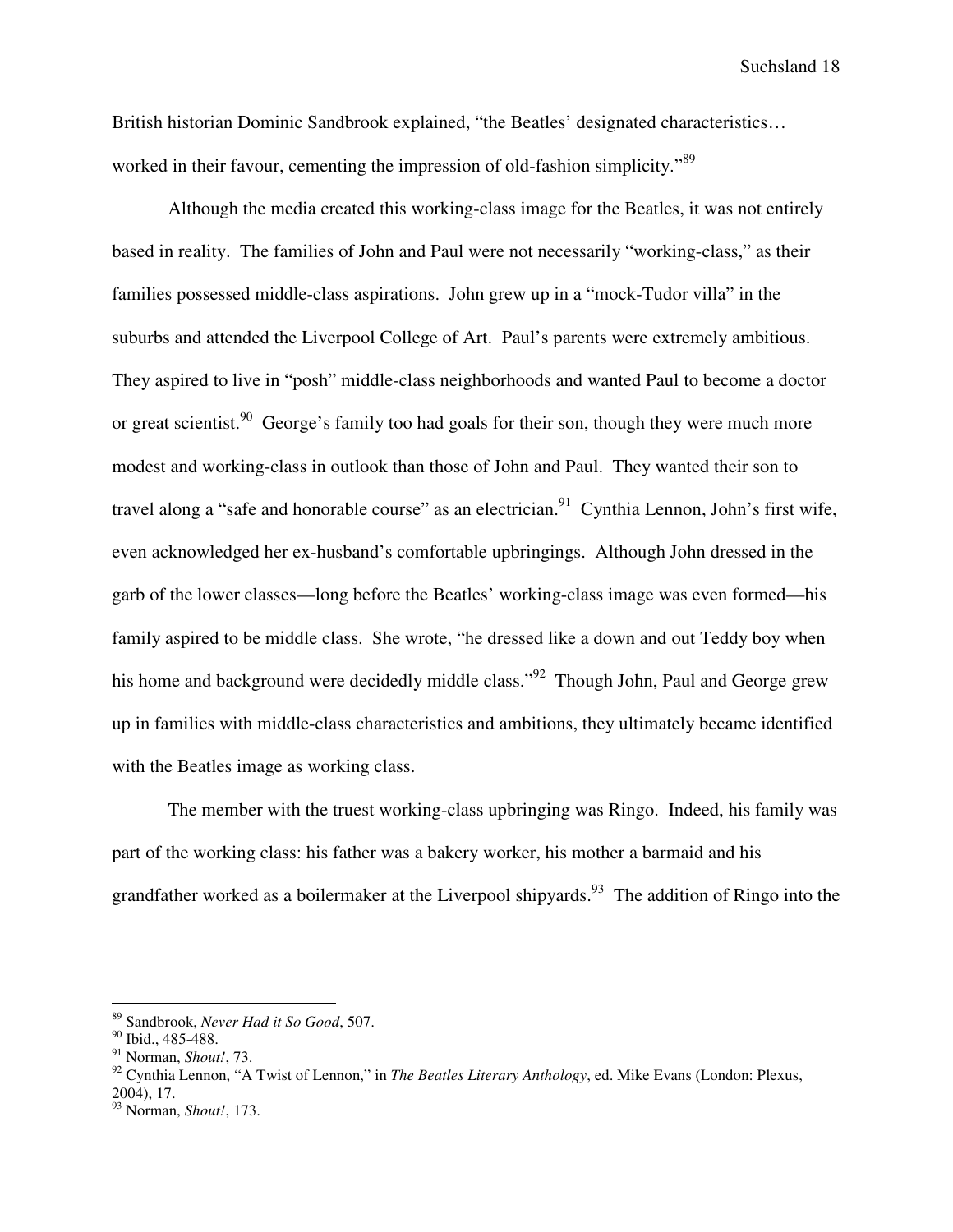British historian Dominic Sandbrook explained, "the Beatles' designated characteristics… worked in their favour, cementing the impression of old-fashion simplicity."[89]

Although the media created this working-class image for the Beatles, it was not entirely based in reality. The families of John and Paul were not necessarily "working-class," as their families possessed middle-class aspirations. John grew up in a "mock-Tudor villa" in the suburbs and attended the Liverpool College of Art. Paul's parents were extremely ambitious. They aspired to live in "posh" middle-class neighborhoods and wanted Paul to become a doctor or great scientist.[90] George's family too had goals for their son, though they were much more modest and working-class in outlook than those of John and Paul. They wanted their son to travel along a "safe and honorable course" as an electrician.[91] Cynthia Lennon, John's first wife, even acknowledged her ex-husband's comfortable upbringings. Although John dressed in the garb of the lower classes—long before the Beatles' working-class image was even formed—his family aspired to be middle class. She wrote, "he dressed like a down and out Teddy boy when his home and background were decidedly middle class."[92] Though John, Paul and George grew up in families with middle-class characteristics and ambitions, they ultimately became identified with the Beatles image as working class.

The member with the truest working-class upbringing was Ringo. Indeed, his family was part of the working class: his father was a bakery worker, his mother a barmaid and his grandfather worked as a boilermaker at the Liverpool shipyards.[93] The addition of Ringo into the

---

[89] Sandbrook, *Never Had it So Good*, 507.
[90] Ibid., 485-488.
[91] Norman, *Shout!*, 73.
[92] Cynthia Lennon, "A Twist of Lennon," in *The Beatles Literary Anthology*, ed. Mike Evans (London: Plexus, 2004), 17.
[93] Norman, *Shout!*, 173.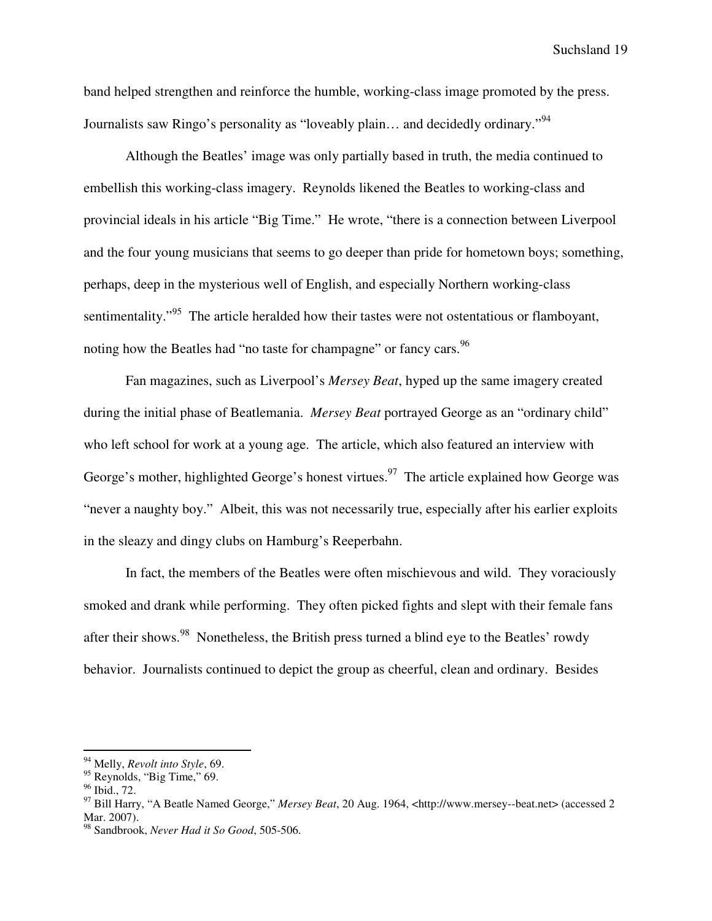band helped strengthen and reinforce the humble, working-class image promoted by the press. Journalists saw Ringo's personality as "loveably plain… and decidedly ordinary."[94]

Although the Beatles' image was only partially based in truth, the media continued to embellish this working-class imagery. Reynolds likened the Beatles to working-class and provincial ideals in his article "Big Time." He wrote, "there is a connection between Liverpool and the four young musicians that seems to go deeper than pride for hometown boys; something, perhaps, deep in the mysterious well of English, and especially Northern working-class sentimentality."[95] The article heralded how their tastes were not ostentatious or flamboyant, noting how the Beatles had "no taste for champagne" or fancy cars.[96]

Fan magazines, such as Liverpool's *Mersey Beat*, hyped up the same imagery created during the initial phase of Beatlemania. *Mersey Beat* portrayed George as an "ordinary child" who left school for work at a young age. The article, which also featured an interview with George's mother, highlighted George's honest virtues.[97] The article explained how George was "never a naughty boy." Albeit, this was not necessarily true, especially after his earlier exploits in the sleazy and dingy clubs on Hamburg's Reeperbahn.

In fact, the members of the Beatles were often mischievous and wild. They voraciously smoked and drank while performing. They often picked fights and slept with their female fans after their shows.[98] Nonetheless, the British press turned a blind eye to the Beatles' rowdy behavior. Journalists continued to depict the group as cheerful, clean and ordinary. Besides

---

[94] Melly, *Revolt into Style*, 69.
[95] Reynolds, "Big Time," 69.
[96] Ibid., 72.
[97] Bill Harry, "A Beatle Named George," *Mersey Beat*, 20 Aug. 1964, <http://www.mersey--beat.net> (accessed 2 Mar. 2007).
[98] Sandbrook, *Never Had it So Good*, 505-506.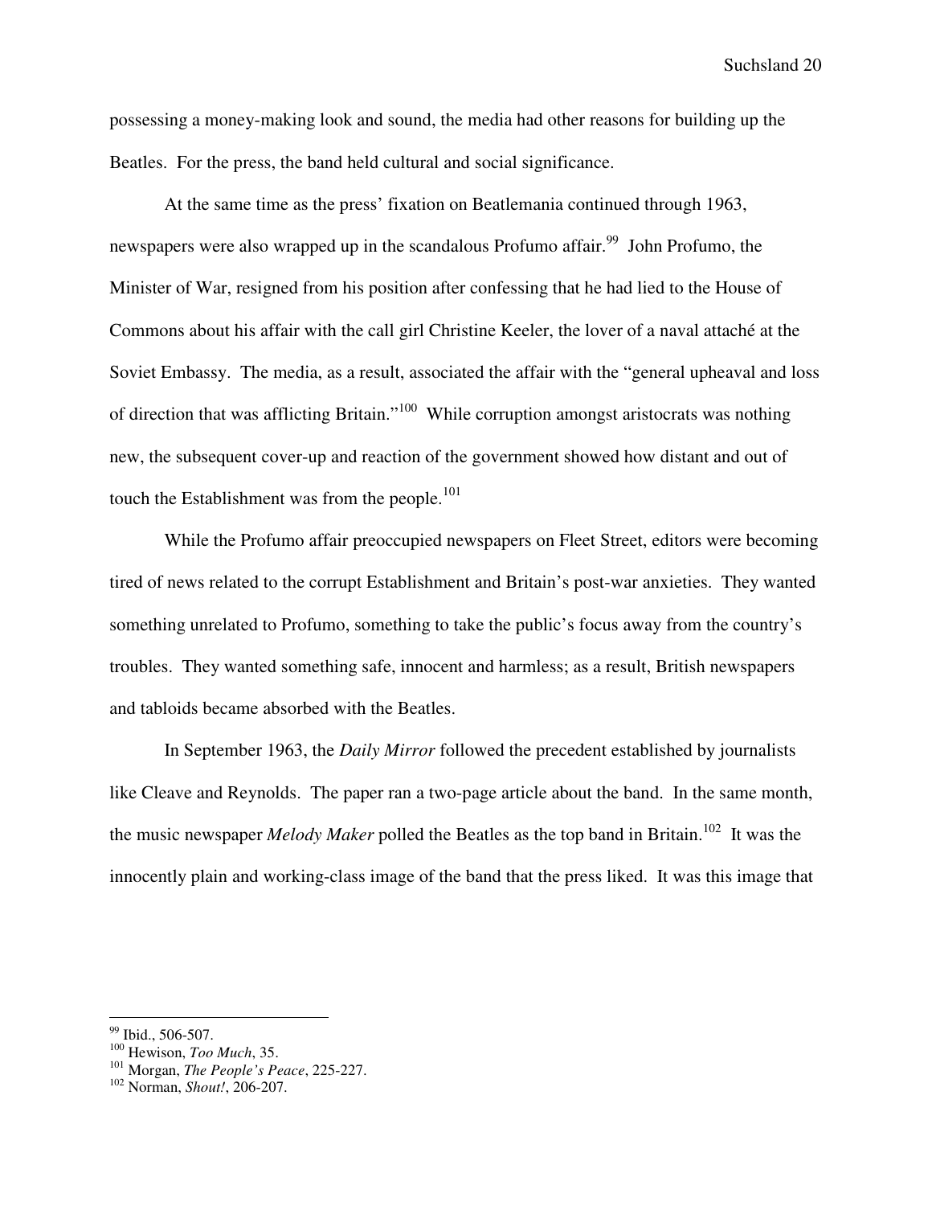possessing a money-making look and sound, the media had other reasons for building up the Beatles. For the press, the band held cultural and social significance.

At the same time as the press' fixation on Beatlemania continued through 1963, newspapers were also wrapped up in the scandalous Profumo affair.[99] John Profumo, the Minister of War, resigned from his position after confessing that he had lied to the House of Commons about his affair with the call girl Christine Keeler, the lover of a naval attaché at the Soviet Embassy. The media, as a result, associated the affair with the "general upheaval and loss of direction that was afflicting Britain."[100] While corruption amongst aristocrats was nothing new, the subsequent cover-up and reaction of the government showed how distant and out of touch the Establishment was from the people.[101]

While the Profumo affair preoccupied newspapers on Fleet Street, editors were becoming tired of news related to the corrupt Establishment and Britain's post-war anxieties. They wanted something unrelated to Profumo, something to take the public's focus away from the country's troubles. They wanted something safe, innocent and harmless; as a result, British newspapers and tabloids became absorbed with the Beatles.

In September 1963, the *Daily Mirror* followed the precedent established by journalists like Cleave and Reynolds. The paper ran a two-page article about the band. In the same month, the music newspaper *Melody Maker* polled the Beatles as the top band in Britain.[102] It was the innocently plain and working-class image of the band that the press liked. It was this image that

---

[99] Ibid., 506-507.
[100] Hewison, *Too Much*, 35.
[101] Morgan, *The People's Peace*, 225-227.
[102] Norman, *Shout!*, 206-207.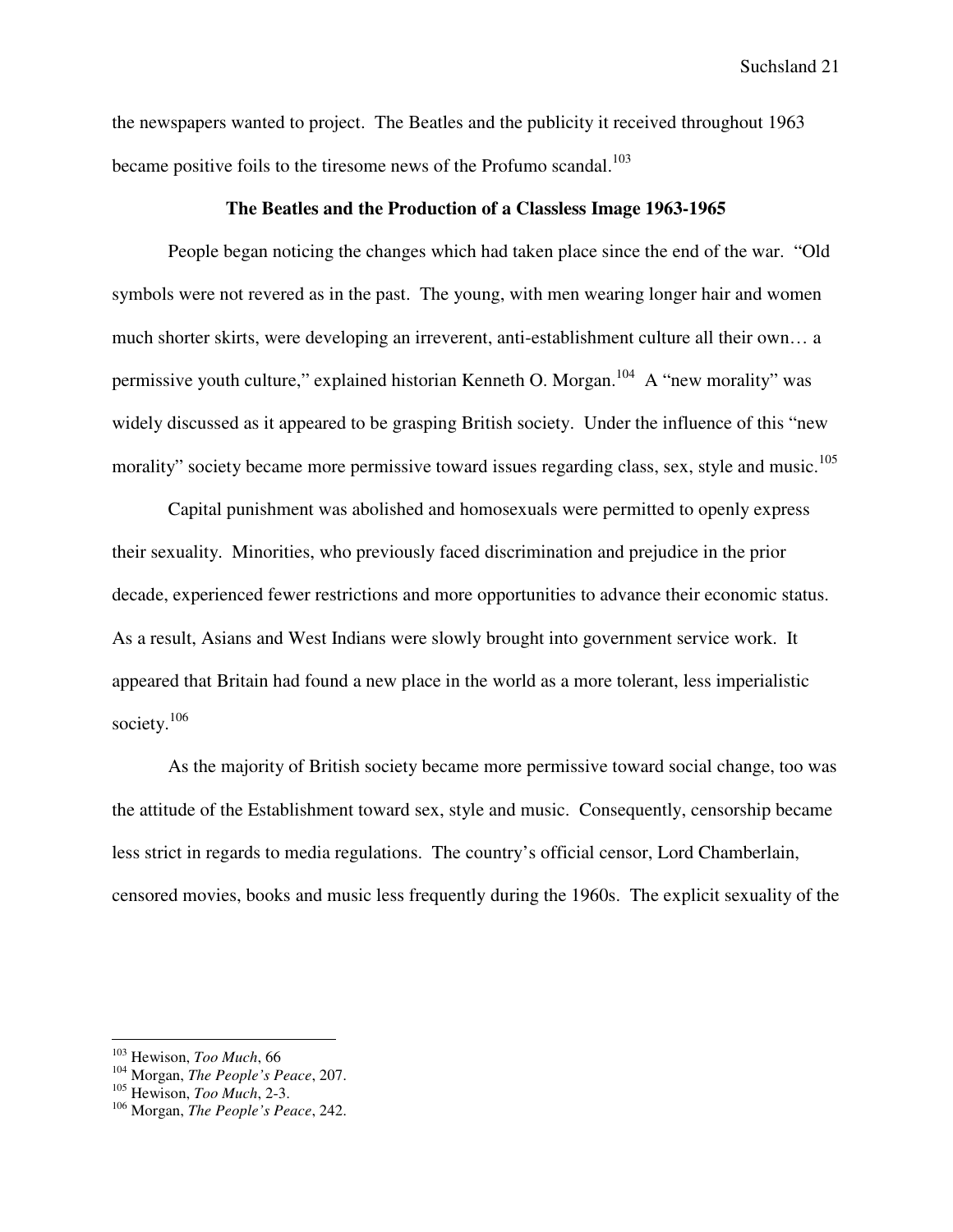the newspapers wanted to project. The Beatles and the publicity it received throughout 1963 became positive foils to the tiresome news of the Profumo scandal.[103]

## The Beatles and the Production of a Classless Image 1963-1965

People began noticing the changes which had taken place since the end of the war. "Old symbols were not revered as in the past. The young, with men wearing longer hair and women much shorter skirts, were developing an irreverent, anti-establishment culture all their own… a permissive youth culture," explained historian Kenneth O. Morgan.[104] A "new morality" was widely discussed as it appeared to be grasping British society. Under the influence of this "new morality" society became more permissive toward issues regarding class, sex, style and music.[105]

Capital punishment was abolished and homosexuals were permitted to openly express their sexuality. Minorities, who previously faced discrimination and prejudice in the prior decade, experienced fewer restrictions and more opportunities to advance their economic status. As a result, Asians and West Indians were slowly brought into government service work. It appeared that Britain had found a new place in the world as a more tolerant, less imperialistic society.[106]

As the majority of British society became more permissive toward social change, too was the attitude of the Establishment toward sex, style and music. Consequently, censorship became less strict in regards to media regulations. The country's official censor, Lord Chamberlain, censored movies, books and music less frequently during the 1960s. The explicit sexuality of the

---

[103] Hewison, *Too Much*, 66
[104] Morgan, *The People's Peace*, 207.
[105] Hewison, *Too Much*, 2-3.
[106] Morgan, *The People's Peace*, 242.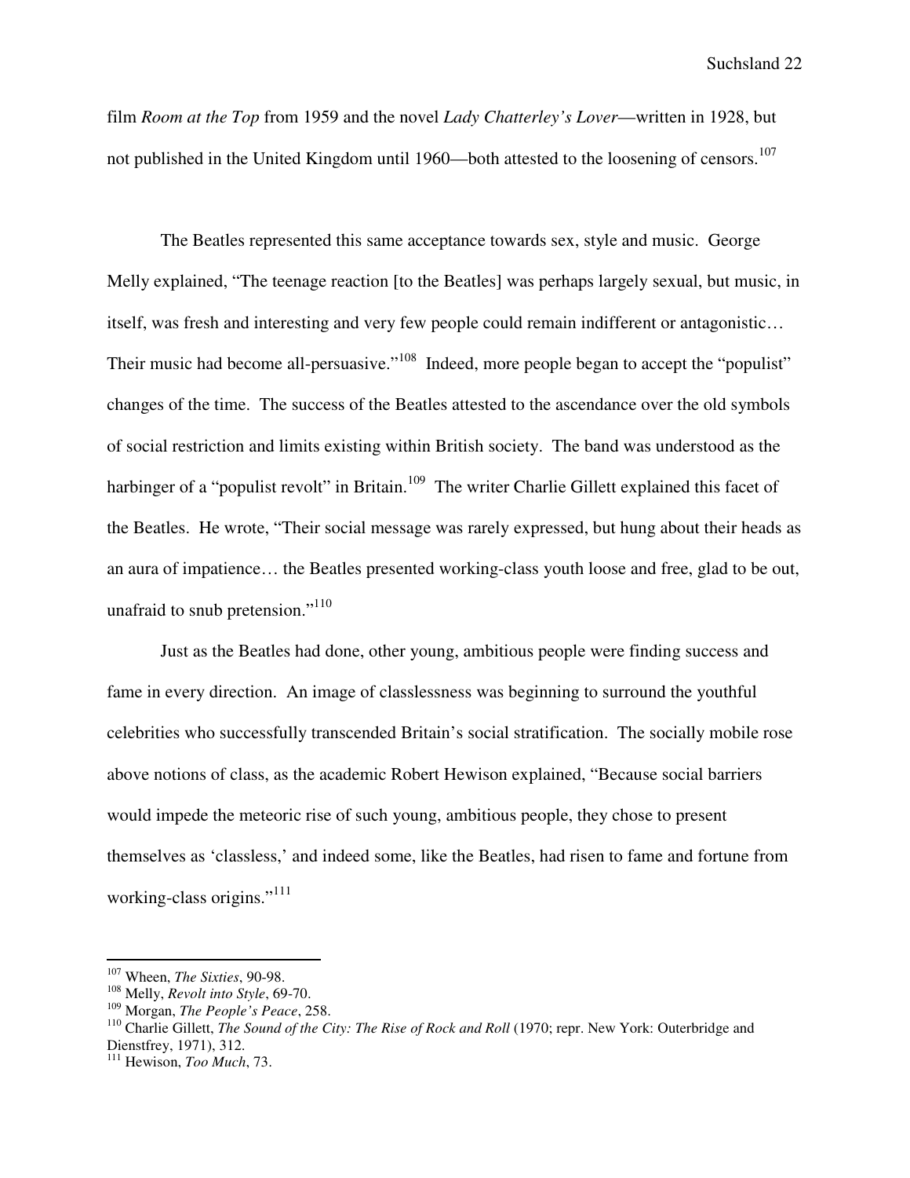film *Room at the Top* from 1959 and the novel *Lady Chatterley's Lover*—written in 1928, but not published in the United Kingdom until 1960—both attested to the loosening of censors.[107]

The Beatles represented this same acceptance towards sex, style and music. George Melly explained, "The teenage reaction [to the Beatles] was perhaps largely sexual, but music, in itself, was fresh and interesting and very few people could remain indifferent or antagonistic… Their music had become all-persuasive."[108] Indeed, more people began to accept the "populist" changes of the time. The success of the Beatles attested to the ascendance over the old symbols of social restriction and limits existing within British society. The band was understood as the harbinger of a "populist revolt" in Britain.[109] The writer Charlie Gillett explained this facet of the Beatles. He wrote, "Their social message was rarely expressed, but hung about their heads as an aura of impatience… the Beatles presented working-class youth loose and free, glad to be out, unafraid to snub pretension."[110]

Just as the Beatles had done, other young, ambitious people were finding success and fame in every direction. An image of classlessness was beginning to surround the youthful celebrities who successfully transcended Britain's social stratification. The socially mobile rose above notions of class, as the academic Robert Hewison explained, "Because social barriers would impede the meteoric rise of such young, ambitious people, they chose to present themselves as 'classless,' and indeed some, like the Beatles, had risen to fame and fortune from working-class origins."[111]

---

[107] Wheen, *The Sixties*, 90-98.
[108] Melly, *Revolt into Style*, 69-70.
[109] Morgan, *The People's Peace*, 258.
[110] Charlie Gillett, *The Sound of the City: The Rise of Rock and Roll* (1970; repr. New York: Outerbridge and Dienstfrey, 1971), 312.
[111] Hewison, *Too Much*, 73.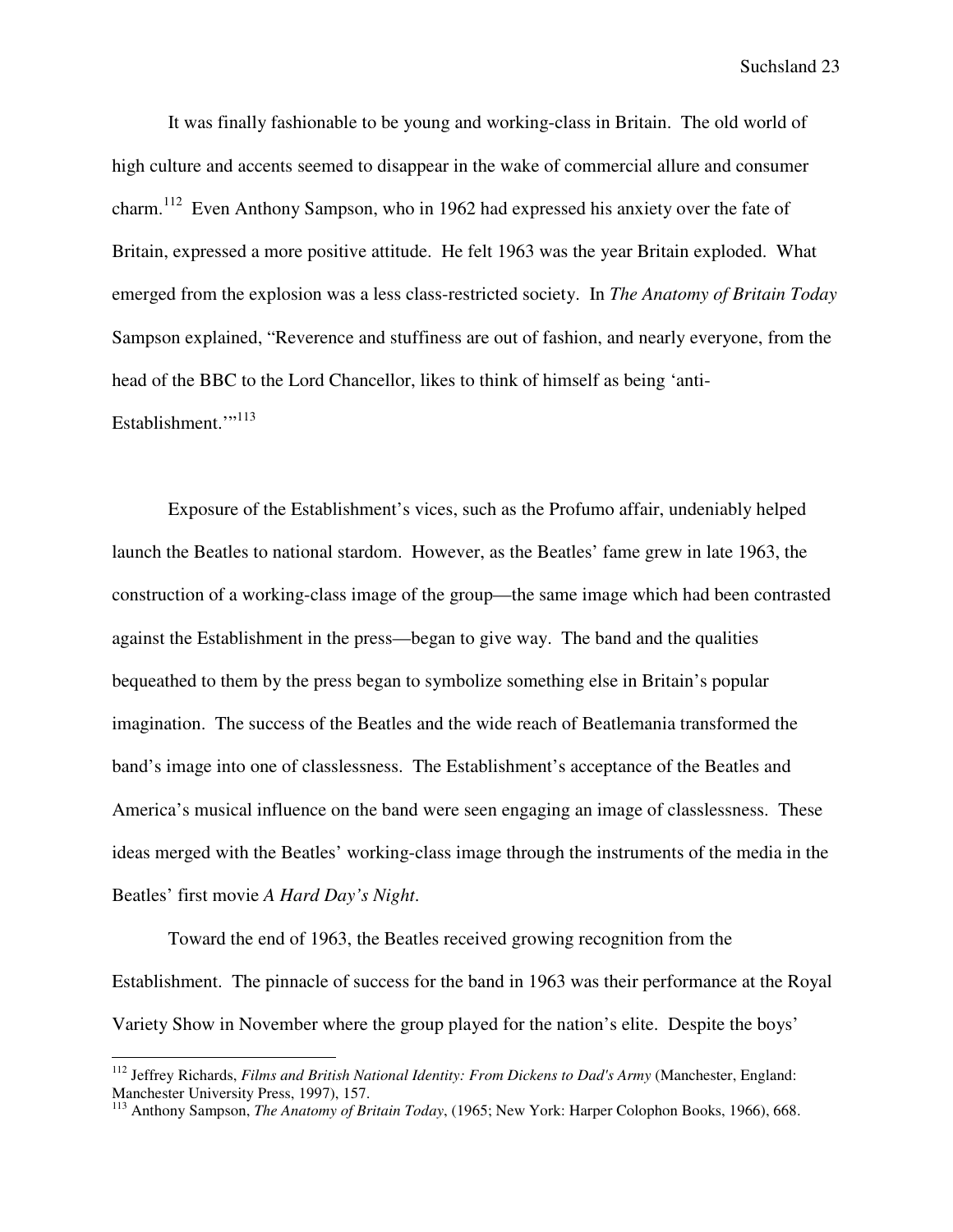It was finally fashionable to be young and working-class in Britain. The old world of high culture and accents seemed to disappear in the wake of commercial allure and consumer charm.[112] Even Anthony Sampson, who in 1962 had expressed his anxiety over the fate of Britain, expressed a more positive attitude. He felt 1963 was the year Britain exploded. What emerged from the explosion was a less class-restricted society. In *The Anatomy of Britain Today* Sampson explained, "Reverence and stuffiness are out of fashion, and nearly everyone, from the head of the BBC to the Lord Chancellor, likes to think of himself as being 'anti-Establishment.'"[113]

Exposure of the Establishment's vices, such as the Profumo affair, undeniably helped launch the Beatles to national stardom. However, as the Beatles' fame grew in late 1963, the construction of a working-class image of the group—the same image which had been contrasted against the Establishment in the press—began to give way. The band and the qualities bequeathed to them by the press began to symbolize something else in Britain's popular imagination. The success of the Beatles and the wide reach of Beatlemania transformed the band's image into one of classlessness. The Establishment's acceptance of the Beatles and America's musical influence on the band were seen engaging an image of classlessness. These ideas merged with the Beatles' working-class image through the instruments of the media in the Beatles' first movie *A Hard Day's Night*.

Toward the end of 1963, the Beatles received growing recognition from the Establishment. The pinnacle of success for the band in 1963 was their performance at the Royal Variety Show in November where the group played for the nation's elite. Despite the boys'

---

[112] Jeffrey Richards, *Films and British National Identity: From Dickens to Dad's Army* (Manchester, England: Manchester University Press, 1997), 157.

[113] Anthony Sampson, *The Anatomy of Britain Today*, (1965; New York: Harper Colophon Books, 1966), 668.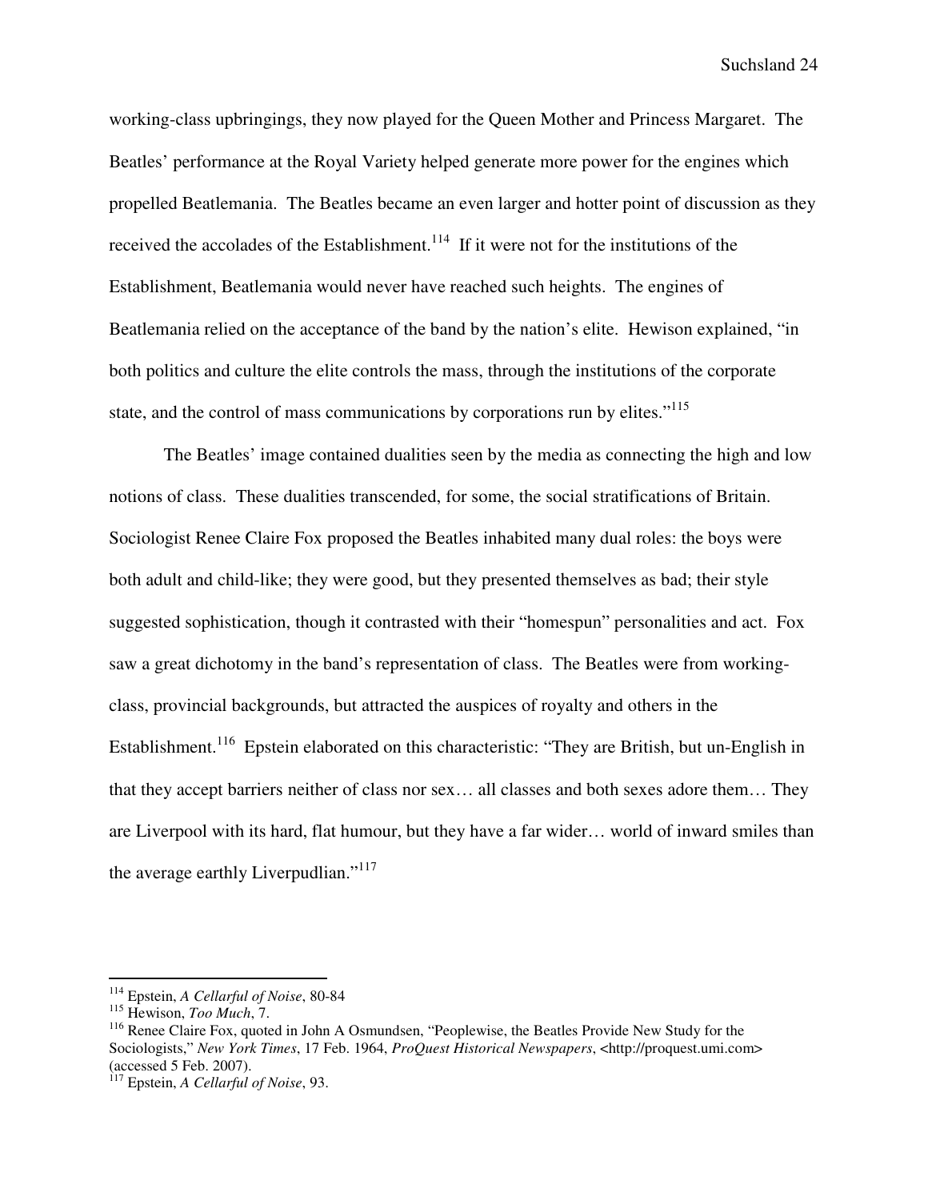working-class upbringings, they now played for the Queen Mother and Princess Margaret. The Beatles' performance at the Royal Variety helped generate more power for the engines which propelled Beatlemania. The Beatles became an even larger and hotter point of discussion as they received the accolades of the Establishment.[114] If it were not for the institutions of the Establishment, Beatlemania would never have reached such heights. The engines of Beatlemania relied on the acceptance of the band by the nation's elite. Hewison explained, "in both politics and culture the elite controls the mass, through the institutions of the corporate state, and the control of mass communications by corporations run by elites."[115]

The Beatles' image contained dualities seen by the media as connecting the high and low notions of class. These dualities transcended, for some, the social stratifications of Britain. Sociologist Renee Claire Fox proposed the Beatles inhabited many dual roles: the boys were both adult and child-like; they were good, but they presented themselves as bad; their style suggested sophistication, though it contrasted with their "homespun" personalities and act. Fox saw a great dichotomy in the band's representation of class. The Beatles were from working-class, provincial backgrounds, but attracted the auspices of royalty and others in the Establishment.[116] Epstein elaborated on this characteristic: "They are British, but un-English in that they accept barriers neither of class nor sex… all classes and both sexes adore them… They are Liverpool with its hard, flat humour, but they have a far wider… world of inward smiles than the average earthly Liverpudlian."[117]

---

[114] Epstein, *A Cellarful of Noise*, 80-84

[115] Hewison, *Too Much*, 7.

[116] Renee Claire Fox, quoted in John A Osmundsen, "Peoplewise, the Beatles Provide New Study for the Sociologists," *New York Times*, 17 Feb. 1964, *ProQuest Historical Newspapers*, <http://proquest.umi.com> (accessed 5 Feb. 2007).

[117] Epstein, *A Cellarful of Noise*, 93.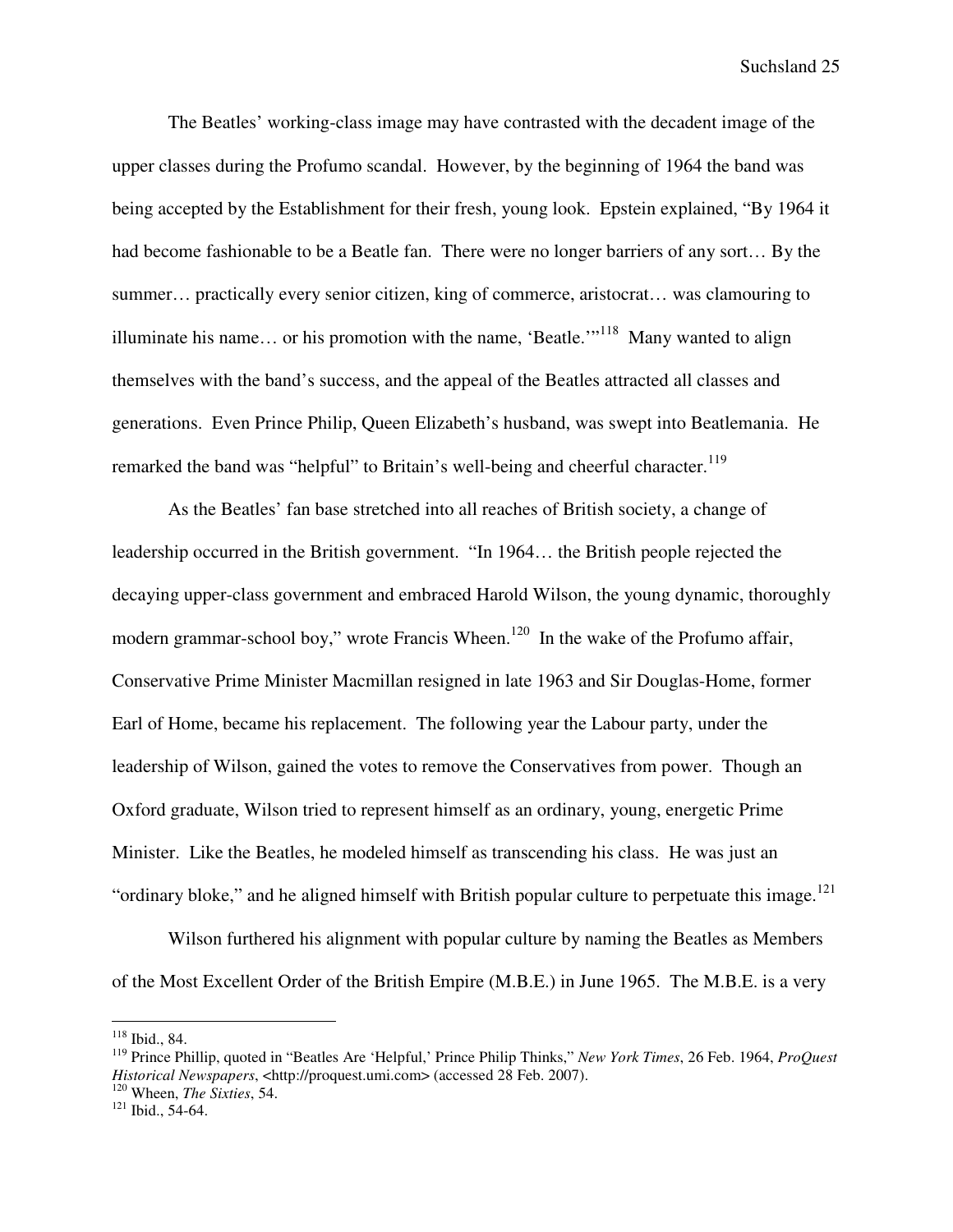The Beatles' working-class image may have contrasted with the decadent image of the upper classes during the Profumo scandal. However, by the beginning of 1964 the band was being accepted by the Establishment for their fresh, young look. Epstein explained, "By 1964 it had become fashionable to be a Beatle fan. There were no longer barriers of any sort… By the summer… practically every senior citizen, king of commerce, aristocrat… was clamouring to illuminate his name… or his promotion with the name, 'Beatle.'"[118] Many wanted to align themselves with the band's success, and the appeal of the Beatles attracted all classes and generations. Even Prince Philip, Queen Elizabeth's husband, was swept into Beatlemania. He remarked the band was "helpful" to Britain's well-being and cheerful character.[119]

As the Beatles' fan base stretched into all reaches of British society, a change of leadership occurred in the British government. "In 1964… the British people rejected the decaying upper-class government and embraced Harold Wilson, the young dynamic, thoroughly modern grammar-school boy," wrote Francis Wheen.[120] In the wake of the Profumo affair, Conservative Prime Minister Macmillan resigned in late 1963 and Sir Douglas-Home, former Earl of Home, became his replacement. The following year the Labour party, under the leadership of Wilson, gained the votes to remove the Conservatives from power. Though an Oxford graduate, Wilson tried to represent himself as an ordinary, young, energetic Prime Minister. Like the Beatles, he modeled himself as transcending his class. He was just an "ordinary bloke," and he aligned himself with British popular culture to perpetuate this image.[121]

Wilson furthered his alignment with popular culture by naming the Beatles as Members of the Most Excellent Order of the British Empire (M.B.E.) in June 1965. The M.B.E. is a very

---

[118] Ibid., 84.

[119] Prince Phillip, quoted in "Beatles Are 'Helpful,' Prince Philip Thinks," *New York Times*, 26 Feb. 1964, *ProQuest Historical Newspapers*, <http://proquest.umi.com> (accessed 28 Feb. 2007).

[120] Wheen, *The Sixties*, 54.

[121] Ibid., 54-64.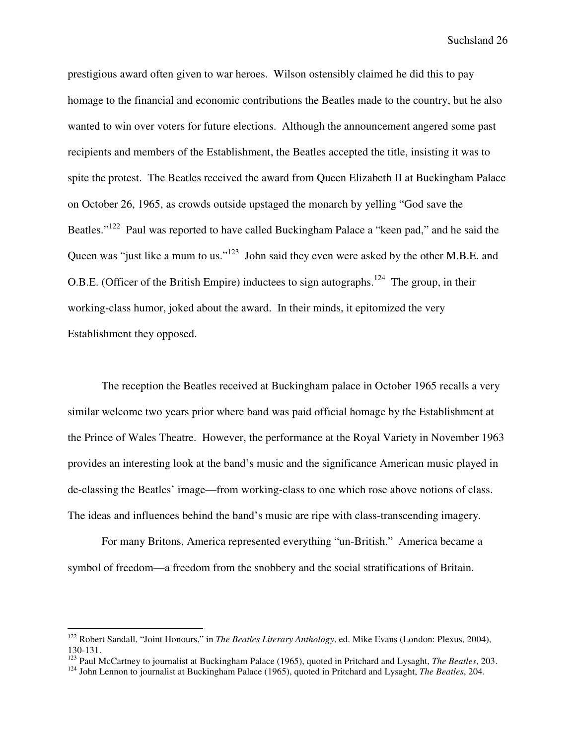prestigious award often given to war heroes. Wilson ostensibly claimed he did this to pay homage to the financial and economic contributions the Beatles made to the country, but he also wanted to win over voters for future elections. Although the announcement angered some past recipients and members of the Establishment, the Beatles accepted the title, insisting it was to spite the protest. The Beatles received the award from Queen Elizabeth II at Buckingham Palace on October 26, 1965, as crowds outside upstaged the monarch by yelling "God save the Beatles."[122] Paul was reported to have called Buckingham Palace a "keen pad," and he said the Queen was "just like a mum to us."[123] John said they even were asked by the other M.B.E. and O.B.E. (Officer of the British Empire) inductees to sign autographs.[124] The group, in their working-class humor, joked about the award. In their minds, it epitomized the very Establishment they opposed.

The reception the Beatles received at Buckingham palace in October 1965 recalls a very similar welcome two years prior where band was paid official homage by the Establishment at the Prince of Wales Theatre. However, the performance at the Royal Variety in November 1963 provides an interesting look at the band's music and the significance American music played in de-classing the Beatles' image—from working-class to one which rose above notions of class. The ideas and influences behind the band's music are ripe with class-transcending imagery.

For many Britons, America represented everything "un-British." America became a symbol of freedom—a freedom from the snobbery and the social stratifications of Britain.

---

[122] Robert Sandall, "Joint Honours," in *The Beatles Literary Anthology*, ed. Mike Evans (London: Plexus, 2004), 130-131.

[123] Paul McCartney to journalist at Buckingham Palace (1965), quoted in Pritchard and Lysaght, *The Beatles*, 203.

[124] John Lennon to journalist at Buckingham Palace (1965), quoted in Pritchard and Lysaght, *The Beatles*, 204.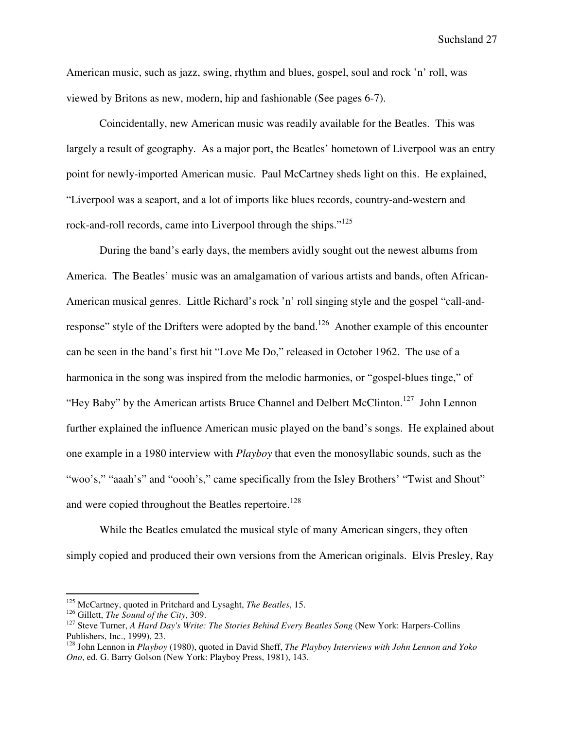American music, such as jazz, swing, rhythm and blues, gospel, soul and rock ’n’ roll, was viewed by Britons as new, modern, hip and fashionable (See pages 6-7).

Coincidentally, new American music was readily available for the Beatles. This was largely a result of geography. As a major port, the Beatles’ hometown of Liverpool was an entry point for newly-imported American music. Paul McCartney sheds light on this. He explained, “Liverpool was a seaport, and a lot of imports like blues records, country-and-western and rock-and-roll records, came into Liverpool through the ships.”[125]

During the band’s early days, the members avidly sought out the newest albums from America. The Beatles’ music was an amalgamation of various artists and bands, often African-American musical genres. Little Richard’s rock ’n’ roll singing style and the gospel “call-and-response” style of the Drifters were adopted by the band.[126] Another example of this encounter can be seen in the band’s first hit “Love Me Do,” released in October 1962. The use of a harmonica in the song was inspired from the melodic harmonies, or “gospel-blues tinge,” of “Hey Baby” by the American artists Bruce Channel and Delbert McClinton.[127] John Lennon further explained the influence American music played on the band’s songs. He explained about one example in a 1980 interview with *Playboy* that even the monosyllabic sounds, such as the “woo’s,” “aaah’s” and “oooh’s,” came specifically from the Isley Brothers’ “Twist and Shout” and were copied throughout the Beatles repertoire.[128]

While the Beatles emulated the musical style of many American singers, they often simply copied and produced their own versions from the American originals. Elvis Presley, Ray

---

[125] McCartney, quoted in Pritchard and Lysaght, *The Beatles*, 15.

[126] Gillett, *The Sound of the City*, 309.

[127] Steve Turner, *A Hard Day's Write: The Stories Behind Every Beatles Song* (New York: Harpers-Collins Publishers, Inc., 1999), 23.

[128] John Lennon in *Playboy* (1980), quoted in David Sheff, *The Playboy Interviews with John Lennon and Yoko Ono*, ed. G. Barry Golson (New York: Playboy Press, 1981), 143.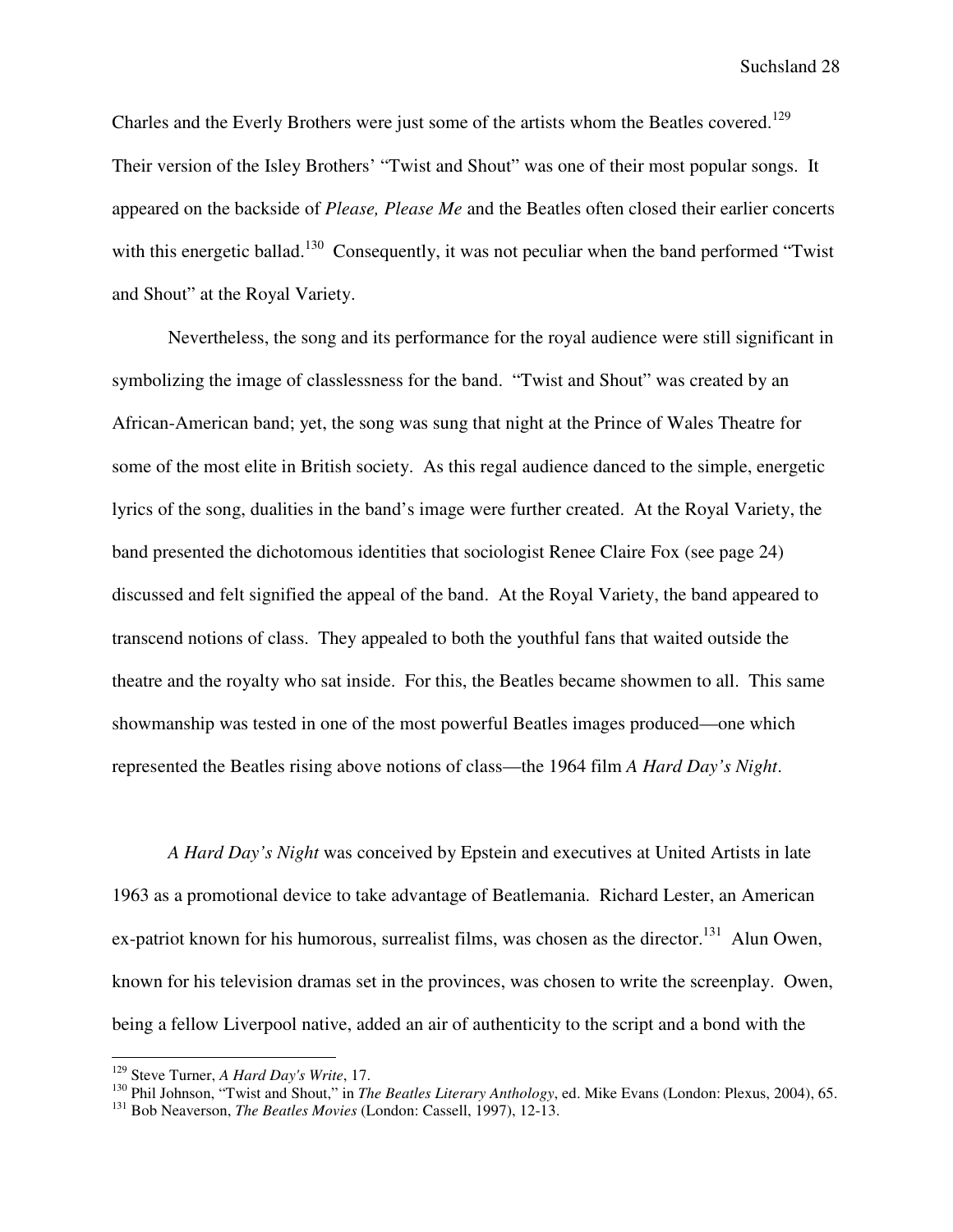Charles and the Everly Brothers were just some of the artists whom the Beatles covered.[129] Their version of the Isley Brothers' "Twist and Shout" was one of their most popular songs. It appeared on the backside of *Please, Please Me* and the Beatles often closed their earlier concerts with this energetic ballad.[130] Consequently, it was not peculiar when the band performed "Twist and Shout" at the Royal Variety.

Nevertheless, the song and its performance for the royal audience were still significant in symbolizing the image of classlessness for the band. "Twist and Shout" was created by an African-American band; yet, the song was sung that night at the Prince of Wales Theatre for some of the most elite in British society. As this regal audience danced to the simple, energetic lyrics of the song, dualities in the band's image were further created. At the Royal Variety, the band presented the dichotomous identities that sociologist Renee Claire Fox (see page 24) discussed and felt signified the appeal of the band. At the Royal Variety, the band appeared to transcend notions of class. They appealed to both the youthful fans that waited outside the theatre and the royalty who sat inside. For this, the Beatles became showmen to all. This same showmanship was tested in one of the most powerful Beatles images produced—one which represented the Beatles rising above notions of class—the 1964 film *A Hard Day's Night*.

*A Hard Day's Night* was conceived by Epstein and executives at United Artists in late 1963 as a promotional device to take advantage of Beatlemania. Richard Lester, an American ex-patriot known for his humorous, surrealist films, was chosen as the director.[131] Alun Owen, known for his television dramas set in the provinces, was chosen to write the screenplay. Owen, being a fellow Liverpool native, added an air of authenticity to the script and a bond with the

---

[129] Steve Turner, *A Hard Day's Write*, 17.

[130] Phil Johnson, "Twist and Shout," in *The Beatles Literary Anthology*, ed. Mike Evans (London: Plexus, 2004), 65.

[131] Bob Neaverson, *The Beatles Movies* (London: Cassell, 1997), 12-13.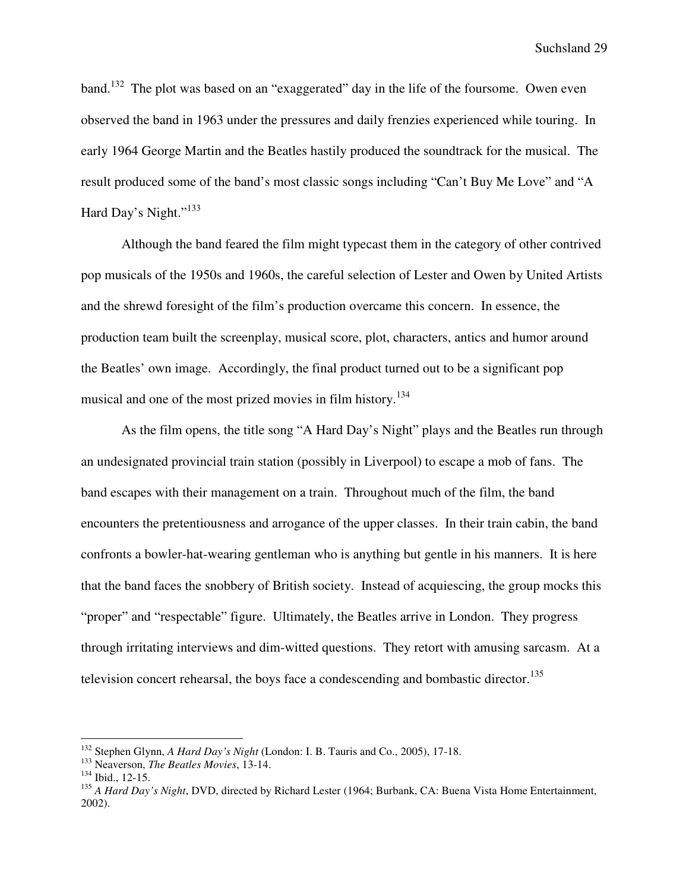band.[132] The plot was based on an "exaggerated" day in the life of the foursome. Owen even observed the band in 1963 under the pressures and daily frenzies experienced while touring. In early 1964 George Martin and the Beatles hastily produced the soundtrack for the musical. The result produced some of the band's most classic songs including "Can't Buy Me Love" and "A Hard Day's Night."[133]

Although the band feared the film might typecast them in the category of other contrived pop musicals of the 1950s and 1960s, the careful selection of Lester and Owen by United Artists and the shrewd foresight of the film's production overcame this concern. In essence, the production team built the screenplay, musical score, plot, characters, antics and humor around the Beatles' own image. Accordingly, the final product turned out to be a significant pop musical and one of the most prized movies in film history.[134]

As the film opens, the title song "A Hard Day's Night" plays and the Beatles run through an undesignated provincial train station (possibly in Liverpool) to escape a mob of fans. The band escapes with their management on a train. Throughout much of the film, the band encounters the pretentiousness and arrogance of the upper classes. In their train cabin, the band confronts a bowler-hat-wearing gentleman who is anything but gentle in his manners. It is here that the band faces the snobbery of British society. Instead of acquiescing, the group mocks this "proper" and "respectable" figure. Ultimately, the Beatles arrive in London. They progress through irritating interviews and dim-witted questions. They retort with amusing sarcasm. At a television concert rehearsal, the boys face a condescending and bombastic director.[135]

---

[132] Stephen Glynn, *A Hard Day's Night* (London: I. B. Tauris and Co., 2005), 17-18.
[133] Neaverson, *The Beatles Movies*, 13-14.
[134] Ibid., 12-15.
[135] *A Hard Day's Night*, DVD, directed by Richard Lester (1964; Burbank, CA: Buena Vista Home Entertainment, 2002).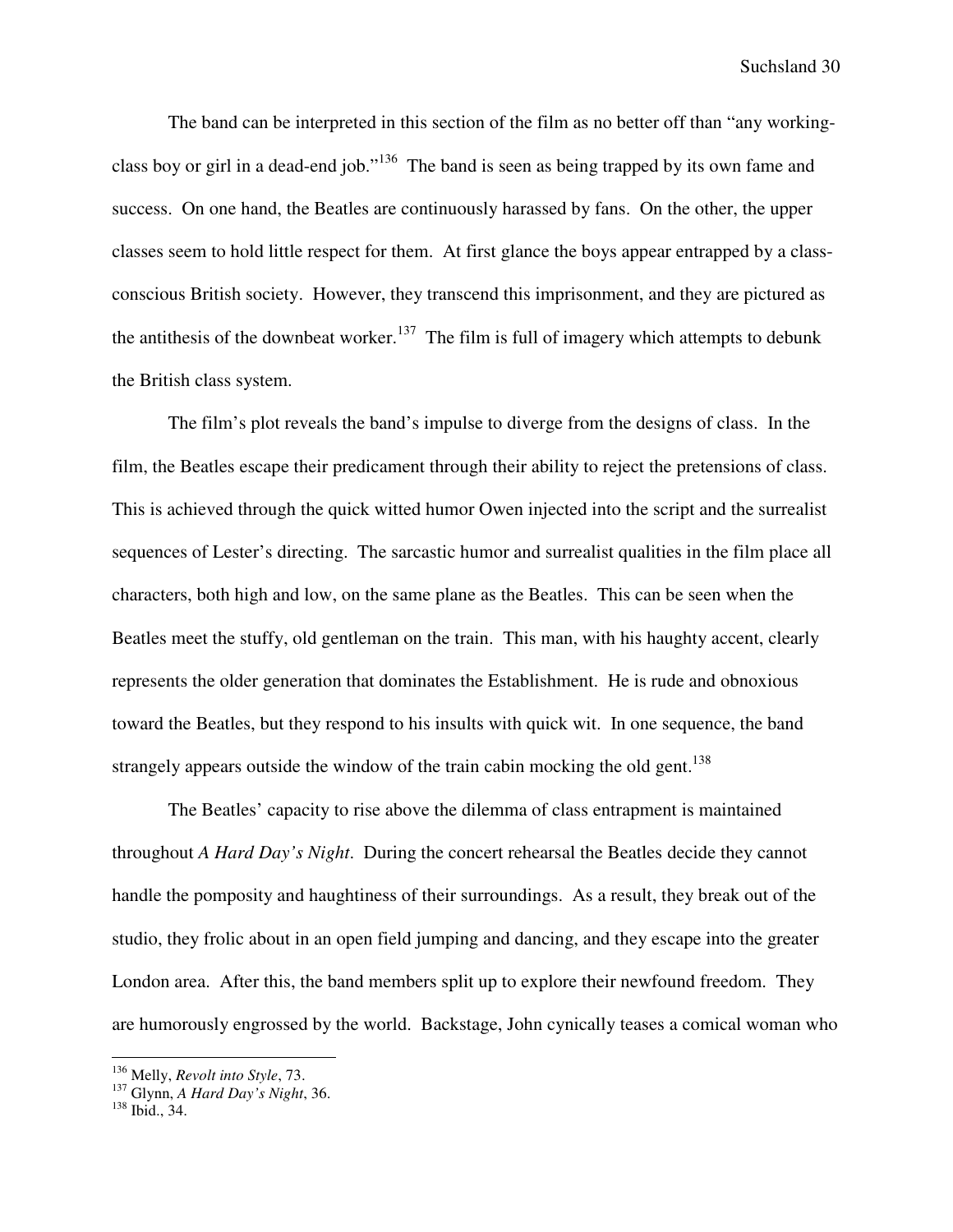The band can be interpreted in this section of the film as no better off than "any working-class boy or girl in a dead-end job."[136] The band is seen as being trapped by its own fame and success. On one hand, the Beatles are continuously harassed by fans. On the other, the upper classes seem to hold little respect for them. At first glance the boys appear entrapped by a class-conscious British society. However, they transcend this imprisonment, and they are pictured as the antithesis of the downbeat worker.[137] The film is full of imagery which attempts to debunk the British class system.

The film's plot reveals the band's impulse to diverge from the designs of class. In the film, the Beatles escape their predicament through their ability to reject the pretensions of class. This is achieved through the quick witted humor Owen injected into the script and the surrealist sequences of Lester's directing. The sarcastic humor and surrealist qualities in the film place all characters, both high and low, on the same plane as the Beatles. This can be seen when the Beatles meet the stuffy, old gentleman on the train. This man, with his haughty accent, clearly represents the older generation that dominates the Establishment. He is rude and obnoxious toward the Beatles, but they respond to his insults with quick wit. In one sequence, the band strangely appears outside the window of the train cabin mocking the old gent.[138]

The Beatles' capacity to rise above the dilemma of class entrapment is maintained throughout *A Hard Day's Night*. During the concert rehearsal the Beatles decide they cannot handle the pomposity and haughtiness of their surroundings. As a result, they break out of the studio, they frolic about in an open field jumping and dancing, and they escape into the greater London area. After this, the band members split up to explore their newfound freedom. They are humorously engrossed by the world. Backstage, John cynically teases a comical woman who

---

[136] Melly, *Revolt into Style*, 73.
[137] Glynn, *A Hard Day's Night*, 36.
[138] Ibid., 34.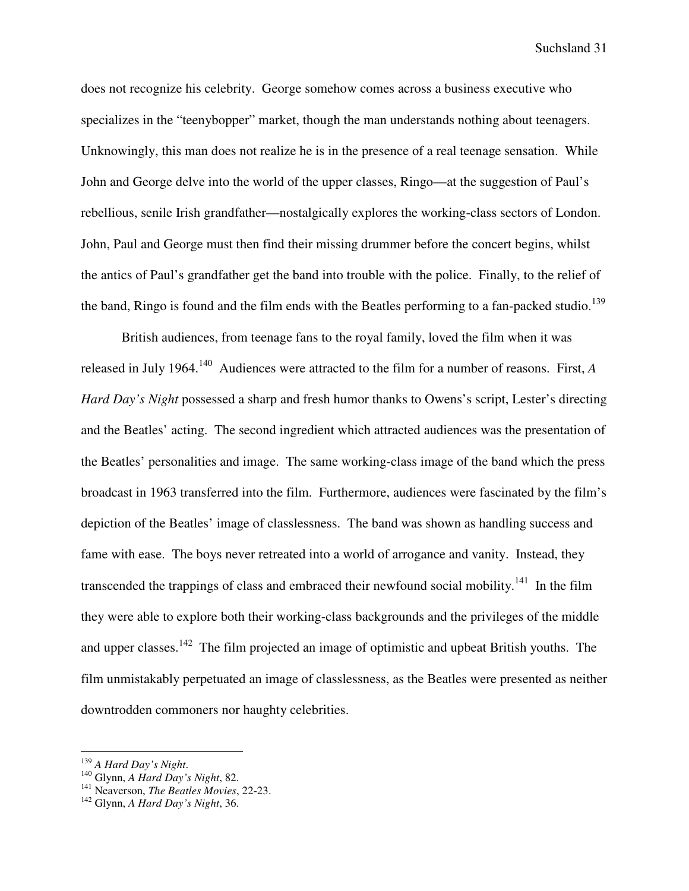does not recognize his celebrity. George somehow comes across a business executive who specializes in the "teenybopper" market, though the man understands nothing about teenagers. Unknowingly, this man does not realize he is in the presence of a real teenage sensation. While John and George delve into the world of the upper classes, Ringo—at the suggestion of Paul's rebellious, senile Irish grandfather—nostalgically explores the working-class sectors of London. John, Paul and George must then find their missing drummer before the concert begins, whilst the antics of Paul's grandfather get the band into trouble with the police. Finally, to the relief of the band, Ringo is found and the film ends with the Beatles performing to a fan-packed studio.[139]

British audiences, from teenage fans to the royal family, loved the film when it was released in July 1964.[140] Audiences were attracted to the film for a number of reasons. First, *A Hard Day's Night* possessed a sharp and fresh humor thanks to Owens's script, Lester's directing and the Beatles' acting. The second ingredient which attracted audiences was the presentation of the Beatles' personalities and image. The same working-class image of the band which the press broadcast in 1963 transferred into the film. Furthermore, audiences were fascinated by the film's depiction of the Beatles' image of classlessness. The band was shown as handling success and fame with ease. The boys never retreated into a world of arrogance and vanity. Instead, they transcended the trappings of class and embraced their newfound social mobility.[141] In the film they were able to explore both their working-class backgrounds and the privileges of the middle and upper classes.[142] The film projected an image of optimistic and upbeat British youths. The film unmistakably perpetuated an image of classlessness, as the Beatles were presented as neither downtrodden commoners nor haughty celebrities.

---

[139] *A Hard Day's Night*.
[140] Glynn, *A Hard Day's Night*, 82.
[141] Neaverson, *The Beatles Movies*, 22-23.
[142] Glynn, *A Hard Day's Night*, 36.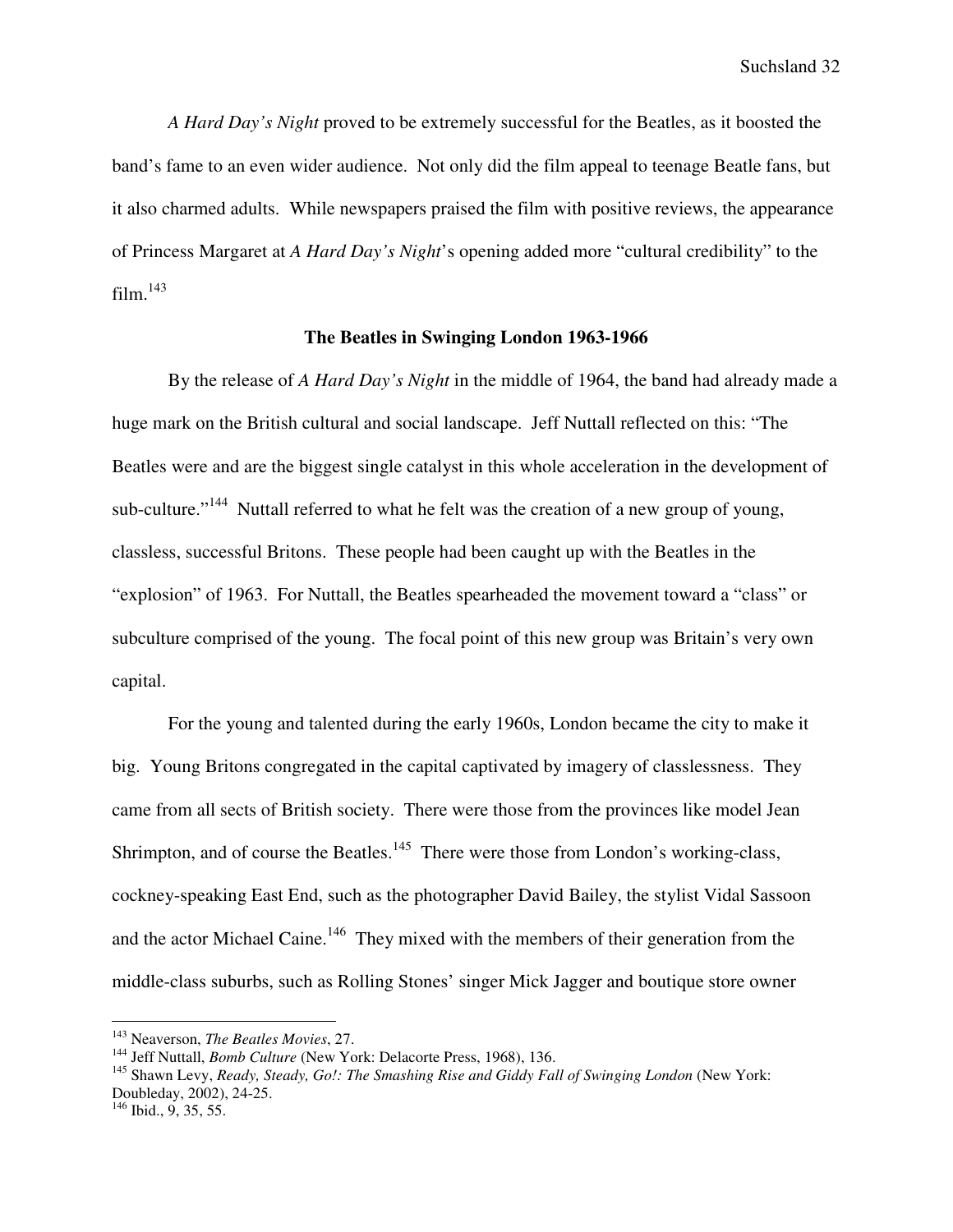*A Hard Day's Night* proved to be extremely successful for the Beatles, as it boosted the band's fame to an even wider audience. Not only did the film appeal to teenage Beatle fans, but it also charmed adults. While newspapers praised the film with positive reviews, the appearance of Princess Margaret at *A Hard Day's Night*'s opening added more "cultural credibility" to the film.[143]

**The Beatles in Swinging London 1963-1966**

By the release of *A Hard Day's Night* in the middle of 1964, the band had already made a huge mark on the British cultural and social landscape. Jeff Nuttall reflected on this: "The Beatles were and are the biggest single catalyst in this whole acceleration in the development of sub-culture."[144] Nuttall referred to what he felt was the creation of a new group of young, classless, successful Britons. These people had been caught up with the Beatles in the "explosion" of 1963. For Nuttall, the Beatles spearheaded the movement toward a "class" or subculture comprised of the young. The focal point of this new group was Britain's very own capital.

For the young and talented during the early 1960s, London became the city to make it big. Young Britons congregated in the capital captivated by imagery of classlessness. They came from all sects of British society. There were those from the provinces like model Jean Shrimpton, and of course the Beatles.[145] There were those from London's working-class, cockney-speaking East End, such as the photographer David Bailey, the stylist Vidal Sassoon and the actor Michael Caine.[146] They mixed with the members of their generation from the middle-class suburbs, such as Rolling Stones' singer Mick Jagger and boutique store owner

---

[143] Neaverson, *The Beatles Movies*, 27.

[144] Jeff Nuttall, *Bomb Culture* (New York: Delacorte Press, 1968), 136.

[145] Shawn Levy, *Ready, Steady, Go!: The Smashing Rise and Giddy Fall of Swinging London* (New York: Doubleday, 2002), 24-25.

[146] Ibid., 9, 35, 55.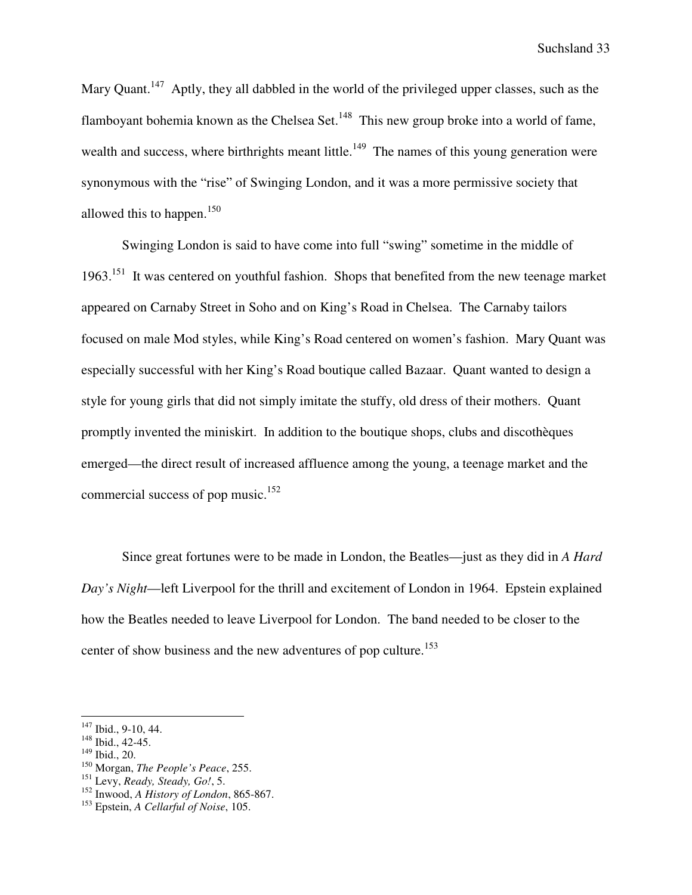Mary Quant.[147] Aptly, they all dabbled in the world of the privileged upper classes, such as the flamboyant bohemia known as the Chelsea Set.[148] This new group broke into a world of fame, wealth and success, where birthrights meant little.[149] The names of this young generation were synonymous with the "rise" of Swinging London, and it was a more permissive society that allowed this to happen.[150]

Swinging London is said to have come into full "swing" sometime in the middle of 1963.[151] It was centered on youthful fashion. Shops that benefited from the new teenage market appeared on Carnaby Street in Soho and on King's Road in Chelsea. The Carnaby tailors focused on male Mod styles, while King's Road centered on women's fashion. Mary Quant was especially successful with her King's Road boutique called Bazaar. Quant wanted to design a style for young girls that did not simply imitate the stuffy, old dress of their mothers. Quant promptly invented the miniskirt. In addition to the boutique shops, clubs and discothèques emerged—the direct result of increased affluence among the young, a teenage market and the commercial success of pop music.[152]

Since great fortunes were to be made in London, the Beatles—just as they did in *A Hard Day's Night*—left Liverpool for the thrill and excitement of London in 1964. Epstein explained how the Beatles needed to leave Liverpool for London. The band needed to be closer to the center of show business and the new adventures of pop culture.[153]

---

[147] Ibid., 9-10, 44.
[148] Ibid., 42-45.
[149] Ibid., 20.
[150] Morgan, *The People's Peace*, 255.
[151] Levy, *Ready, Steady, Go!*, 5.
[152] Inwood, *A History of London*, 865-867.
[153] Epstein, *A Cellarful of Noise*, 105.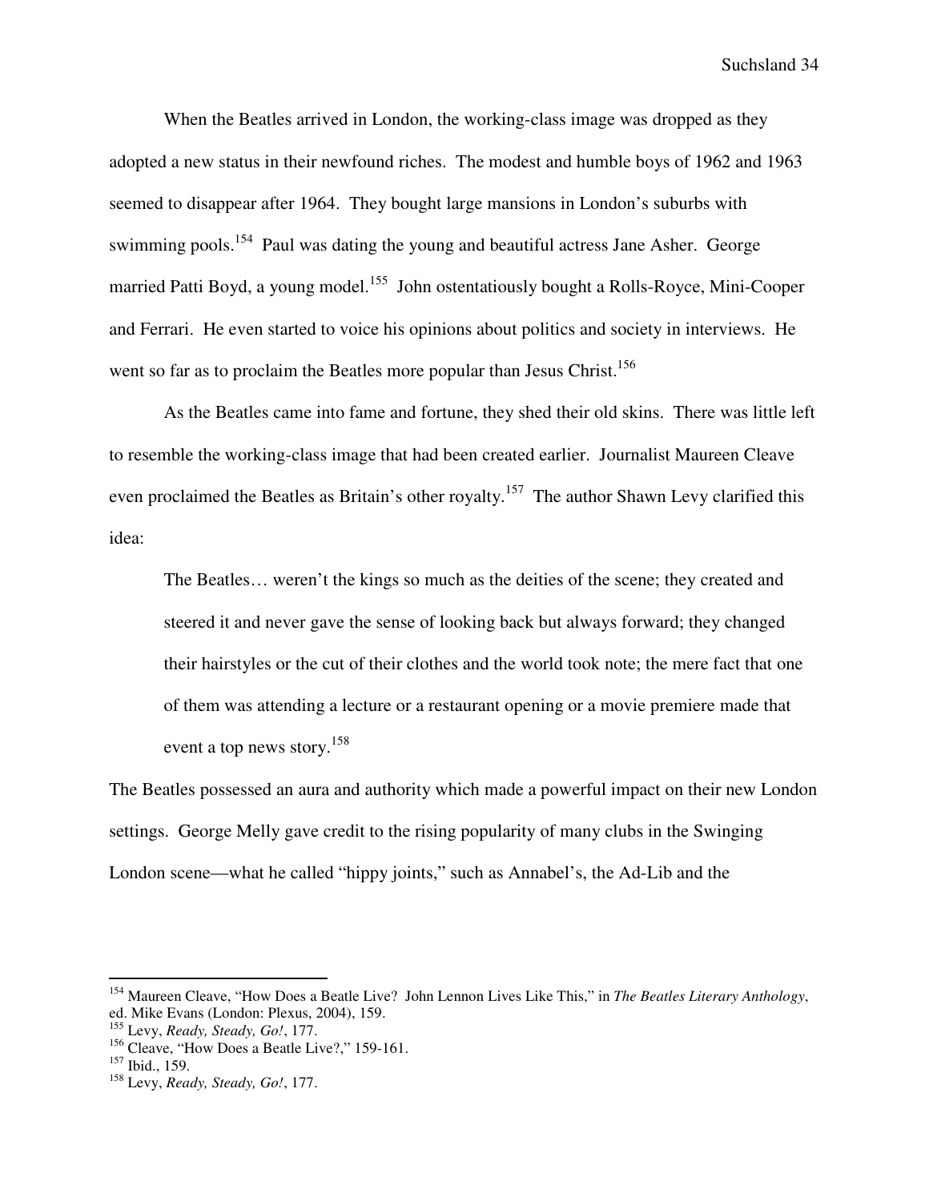When the Beatles arrived in London, the working-class image was dropped as they adopted a new status in their newfound riches. The modest and humble boys of 1962 and 1963 seemed to disappear after 1964. They bought large mansions in London's suburbs with swimming pools.[154] Paul was dating the young and beautiful actress Jane Asher. George married Patti Boyd, a young model.[155] John ostentatiously bought a Rolls-Royce, Mini-Cooper and Ferrari. He even started to voice his opinions about politics and society in interviews. He went so far as to proclaim the Beatles more popular than Jesus Christ.[156]

As the Beatles came into fame and fortune, they shed their old skins. There was little left to resemble the working-class image that had been created earlier. Journalist Maureen Cleave even proclaimed the Beatles as Britain's other royalty.[157] The author Shawn Levy clarified this idea:

> The Beatles… weren't the kings so much as the deities of the scene; they created and steered it and never gave the sense of looking back but always forward; they changed their hairstyles or the cut of their clothes and the world took note; the mere fact that one of them was attending a lecture or a restaurant opening or a movie premiere made that event a top news story.[158]

The Beatles possessed an aura and authority which made a powerful impact on their new London settings. George Melly gave credit to the rising popularity of many clubs in the Swinging London scene—what he called "hippy joints," such as Annabel's, the Ad-Lib and the

---

[154] Maureen Cleave, "How Does a Beatle Live? John Lennon Lives Like This," in *The Beatles Literary Anthology*, ed. Mike Evans (London: Plexus, 2004), 159.

[155] Levy, *Ready, Steady, Go!*, 177.

[156] Cleave, "How Does a Beatle Live?," 159-161.

[157] Ibid., 159.

[158] Levy, *Ready, Steady, Go!*, 177.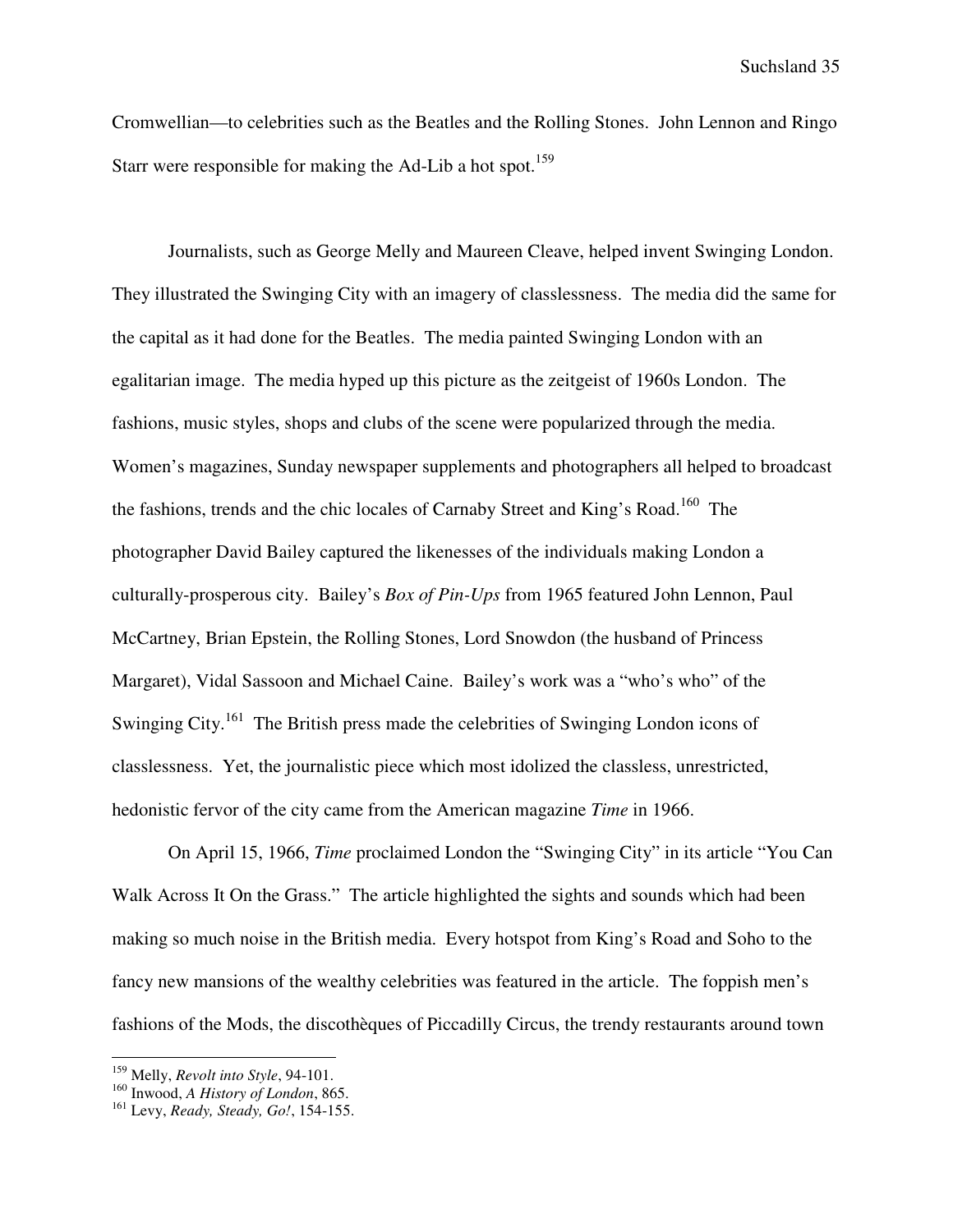Cromwellian—to celebrities such as the Beatles and the Rolling Stones. John Lennon and Ringo Starr were responsible for making the Ad-Lib a hot spot.[159]

Journalists, such as George Melly and Maureen Cleave, helped invent Swinging London. They illustrated the Swinging City with an imagery of classlessness. The media did the same for the capital as it had done for the Beatles. The media painted Swinging London with an egalitarian image. The media hyped up this picture as the zeitgeist of 1960s London. The fashions, music styles, shops and clubs of the scene were popularized through the media. Women's magazines, Sunday newspaper supplements and photographers all helped to broadcast the fashions, trends and the chic locales of Carnaby Street and King's Road.[160] The photographer David Bailey captured the likenesses of the individuals making London a culturally-prosperous city. Bailey's *Box of Pin-Ups* from 1965 featured John Lennon, Paul McCartney, Brian Epstein, the Rolling Stones, Lord Snowdon (the husband of Princess Margaret), Vidal Sassoon and Michael Caine. Bailey's work was a "who's who" of the Swinging City.[161] The British press made the celebrities of Swinging London icons of classlessness. Yet, the journalistic piece which most idolized the classless, unrestricted, hedonistic fervor of the city came from the American magazine *Time* in 1966.

On April 15, 1966, *Time* proclaimed London the "Swinging City" in its article "You Can Walk Across It On the Grass." The article highlighted the sights and sounds which had been making so much noise in the British media. Every hotspot from King's Road and Soho to the fancy new mansions of the wealthy celebrities was featured in the article. The foppish men's fashions of the Mods, the discothèques of Piccadilly Circus, the trendy restaurants around town

---

[159] Melly, *Revolt into Style*, 94-101.

[160] Inwood, *A History of London*, 865.

[161] Levy, *Ready, Steady, Go!*, 154-155.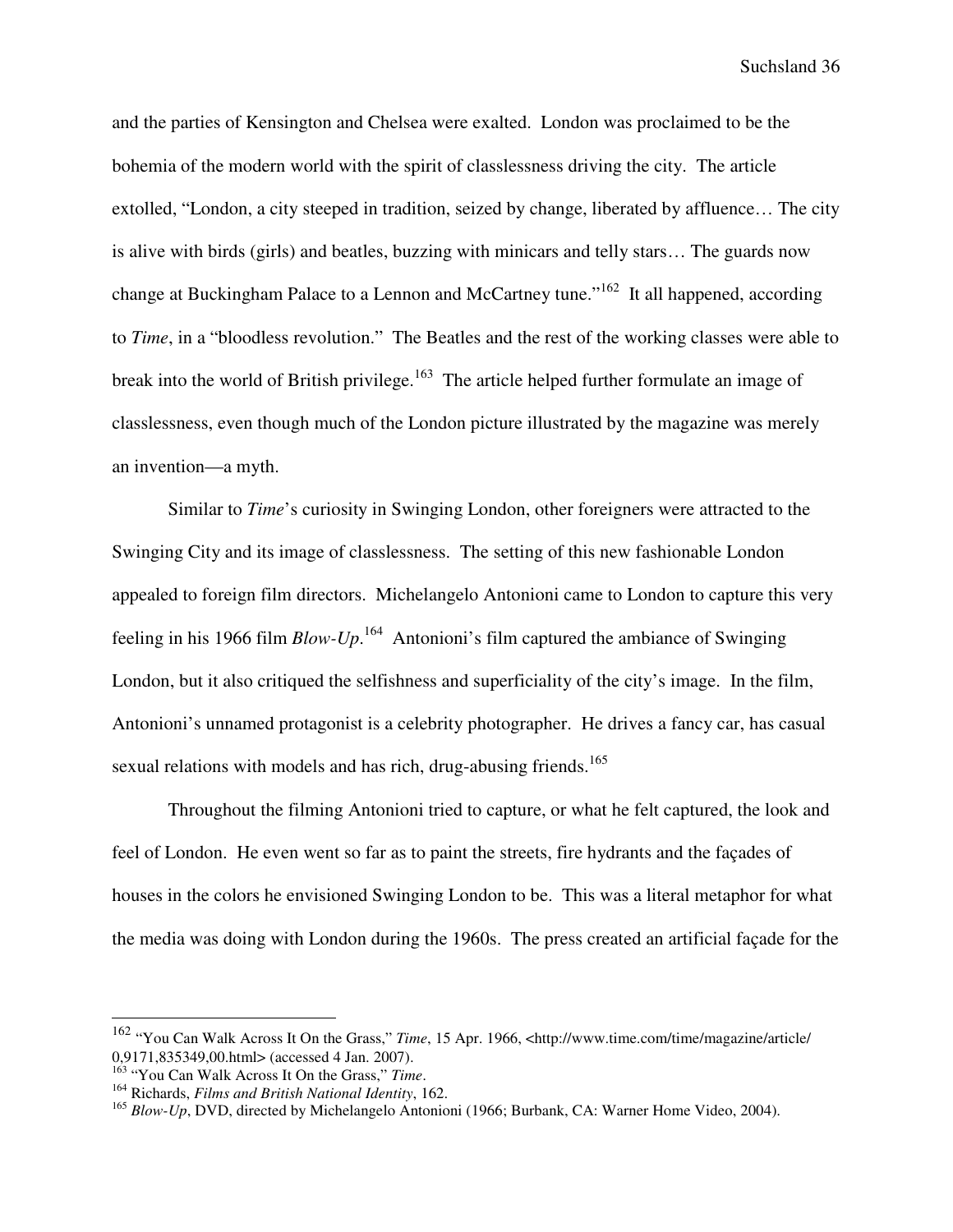and the parties of Kensington and Chelsea were exalted. London was proclaimed to be the bohemia of the modern world with the spirit of classlessness driving the city. The article extolled, "London, a city steeped in tradition, seized by change, liberated by affluence… The city is alive with birds (girls) and beatles, buzzing with minicars and telly stars… The guards now change at Buckingham Palace to a Lennon and McCartney tune."[162] It all happened, according to *Time*, in a "bloodless revolution." The Beatles and the rest of the working classes were able to break into the world of British privilege.[163] The article helped further formulate an image of classlessness, even though much of the London picture illustrated by the magazine was merely an invention—a myth.

Similar to *Time*'s curiosity in Swinging London, other foreigners were attracted to the Swinging City and its image of classlessness. The setting of this new fashionable London appealed to foreign film directors. Michelangelo Antonioni came to London to capture this very feeling in his 1966 film *Blow-Up*.[164] Antonioni's film captured the ambiance of Swinging London, but it also critiqued the selfishness and superficiality of the city's image. In the film, Antonioni's unnamed protagonist is a celebrity photographer. He drives a fancy car, has casual sexual relations with models and has rich, drug-abusing friends.[165]

Throughout the filming Antonioni tried to capture, or what he felt captured, the look and feel of London. He even went so far as to paint the streets, fire hydrants and the façades of houses in the colors he envisioned Swinging London to be. This was a literal metaphor for what the media was doing with London during the 1960s. The press created an artificial façade for the

---

[162] "You Can Walk Across It On the Grass," *Time*, 15 Apr. 1966, <http://www.time.com/time/magazine/article/0,9171,835349,00.html> (accessed 4 Jan. 2007).
[163] "You Can Walk Across It On the Grass," *Time*.
[164] Richards, *Films and British National Identity*, 162.
[165] *Blow-Up*, DVD, directed by Michelangelo Antonioni (1966; Burbank, CA: Warner Home Video, 2004).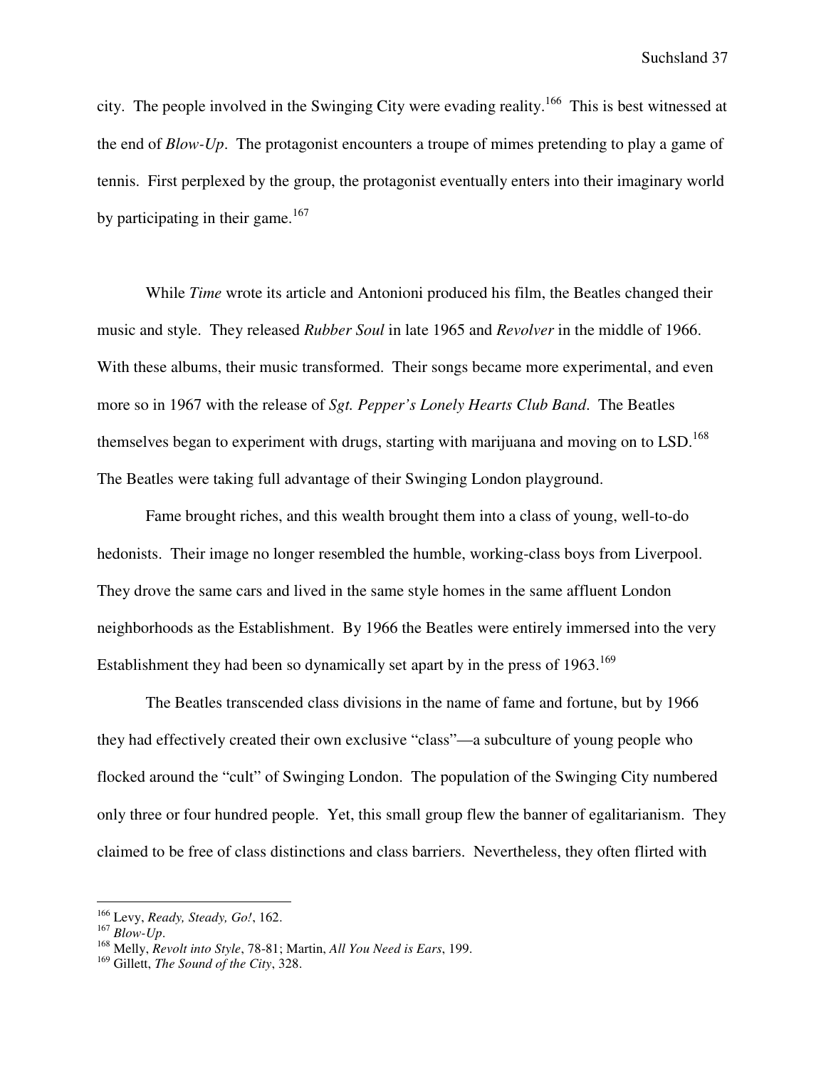city. The people involved in the Swinging City were evading reality.[166] This is best witnessed at the end of *Blow-Up*. The protagonist encounters a troupe of mimes pretending to play a game of tennis. First perplexed by the group, the protagonist eventually enters into their imaginary world by participating in their game.[167]

While *Time* wrote its article and Antonioni produced his film, the Beatles changed their music and style. They released *Rubber Soul* in late 1965 and *Revolver* in the middle of 1966. With these albums, their music transformed. Their songs became more experimental, and even more so in 1967 with the release of *Sgt. Pepper's Lonely Hearts Club Band*. The Beatles themselves began to experiment with drugs, starting with marijuana and moving on to LSD.[168] The Beatles were taking full advantage of their Swinging London playground.

Fame brought riches, and this wealth brought them into a class of young, well-to-do hedonists. Their image no longer resembled the humble, working-class boys from Liverpool. They drove the same cars and lived in the same style homes in the same affluent London neighborhoods as the Establishment. By 1966 the Beatles were entirely immersed into the very Establishment they had been so dynamically set apart by in the press of 1963.[169]

The Beatles transcended class divisions in the name of fame and fortune, but by 1966 they had effectively created their own exclusive "class"—a subculture of young people who flocked around the "cult" of Swinging London. The population of the Swinging City numbered only three or four hundred people. Yet, this small group flew the banner of egalitarianism. They claimed to be free of class distinctions and class barriers. Nevertheless, they often flirted with

---

[166] Levy, *Ready, Steady, Go!*, 162.
[167] *Blow-Up*.
[168] Melly, *Revolt into Style*, 78-81; Martin, *All You Need is Ears*, 199.
[169] Gillett, *The Sound of the City*, 328.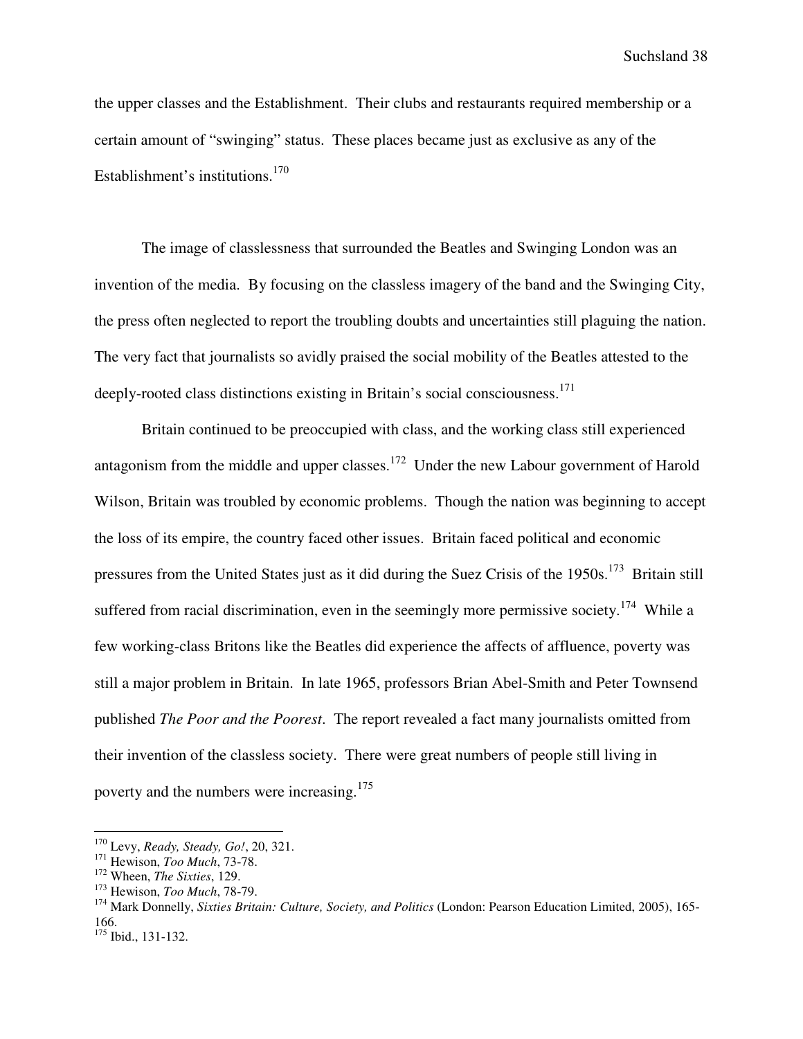the upper classes and the Establishment. Their clubs and restaurants required membership or a certain amount of "swinging" status. These places became just as exclusive as any of the Establishment's institutions.[170]

The image of classlessness that surrounded the Beatles and Swinging London was an invention of the media. By focusing on the classless imagery of the band and the Swinging City, the press often neglected to report the troubling doubts and uncertainties still plaguing the nation. The very fact that journalists so avidly praised the social mobility of the Beatles attested to the deeply-rooted class distinctions existing in Britain's social consciousness.[171]

Britain continued to be preoccupied with class, and the working class still experienced antagonism from the middle and upper classes.[172] Under the new Labour government of Harold Wilson, Britain was troubled by economic problems. Though the nation was beginning to accept the loss of its empire, the country faced other issues. Britain faced political and economic pressures from the United States just as it did during the Suez Crisis of the 1950s.[173] Britain still suffered from racial discrimination, even in the seemingly more permissive society.[174] While a few working-class Britons like the Beatles did experience the affects of affluence, poverty was still a major problem in Britain. In late 1965, professors Brian Abel-Smith and Peter Townsend published *The Poor and the Poorest*. The report revealed a fact many journalists omitted from their invention of the classless society. There were great numbers of people still living in poverty and the numbers were increasing.[175]

---

[170] Levy, *Ready, Steady, Go!*, 20, 321.
[171] Hewison, *Too Much*, 73-78.
[172] Wheen, *The Sixties*, 129.
[173] Hewison, *Too Much*, 78-79.
[174] Mark Donnelly, *Sixties Britain: Culture, Society, and Politics* (London: Pearson Education Limited, 2005), 165-166.
[175] Ibid., 131-132.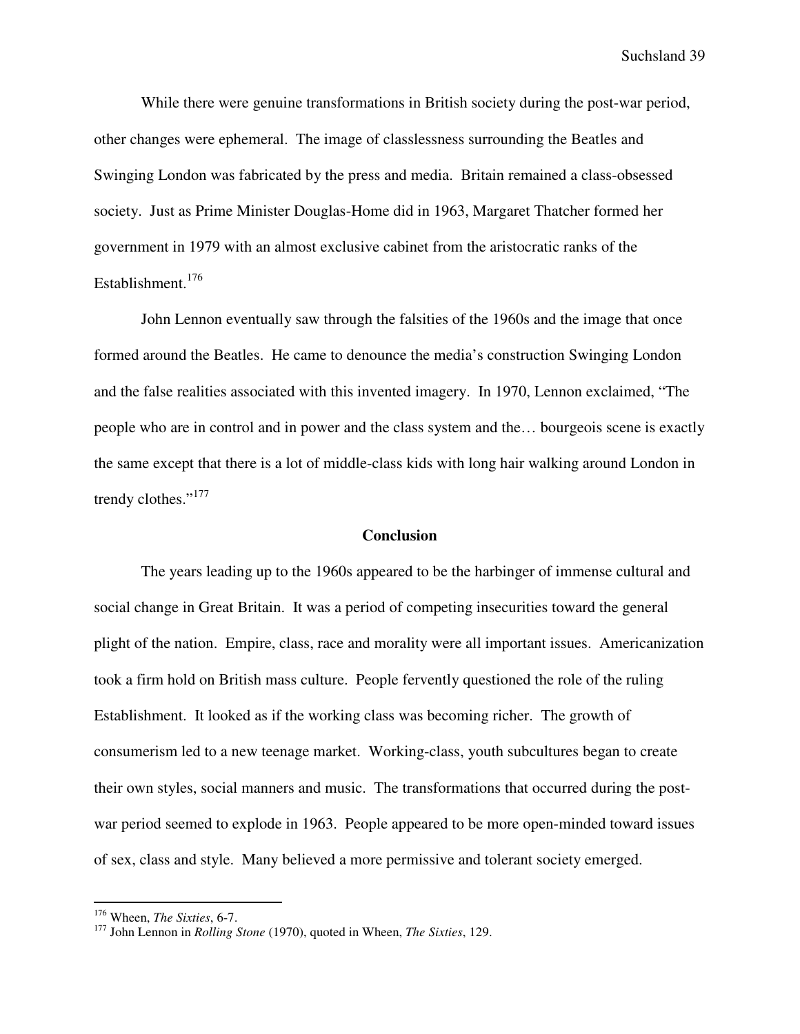While there were genuine transformations in British society during the post-war period, other changes were ephemeral. The image of classlessness surrounding the Beatles and Swinging London was fabricated by the press and media. Britain remained a class-obsessed society. Just as Prime Minister Douglas-Home did in 1963, Margaret Thatcher formed her government in 1979 with an almost exclusive cabinet from the aristocratic ranks of the Establishment.[176]

John Lennon eventually saw through the falsities of the 1960s and the image that once formed around the Beatles. He came to denounce the media's construction Swinging London and the false realities associated with this invented imagery. In 1970, Lennon exclaimed, "The people who are in control and in power and the class system and the… bourgeois scene is exactly the same except that there is a lot of middle-class kids with long hair walking around London in trendy clothes."[177]

## Conclusion

The years leading up to the 1960s appeared to be the harbinger of immense cultural and social change in Great Britain. It was a period of competing insecurities toward the general plight of the nation. Empire, class, race and morality were all important issues. Americanization took a firm hold on British mass culture. People fervently questioned the role of the ruling Establishment. It looked as if the working class was becoming richer. The growth of consumerism led to a new teenage market. Working-class, youth subcultures began to create their own styles, social manners and music. The transformations that occurred during the post-war period seemed to explode in 1963. People appeared to be more open-minded toward issues of sex, class and style. Many believed a more permissive and tolerant society emerged.

---

[176] Wheen, *The Sixties*, 6-7.

[177] John Lennon in *Rolling Stone* (1970), quoted in Wheen, *The Sixties*, 129.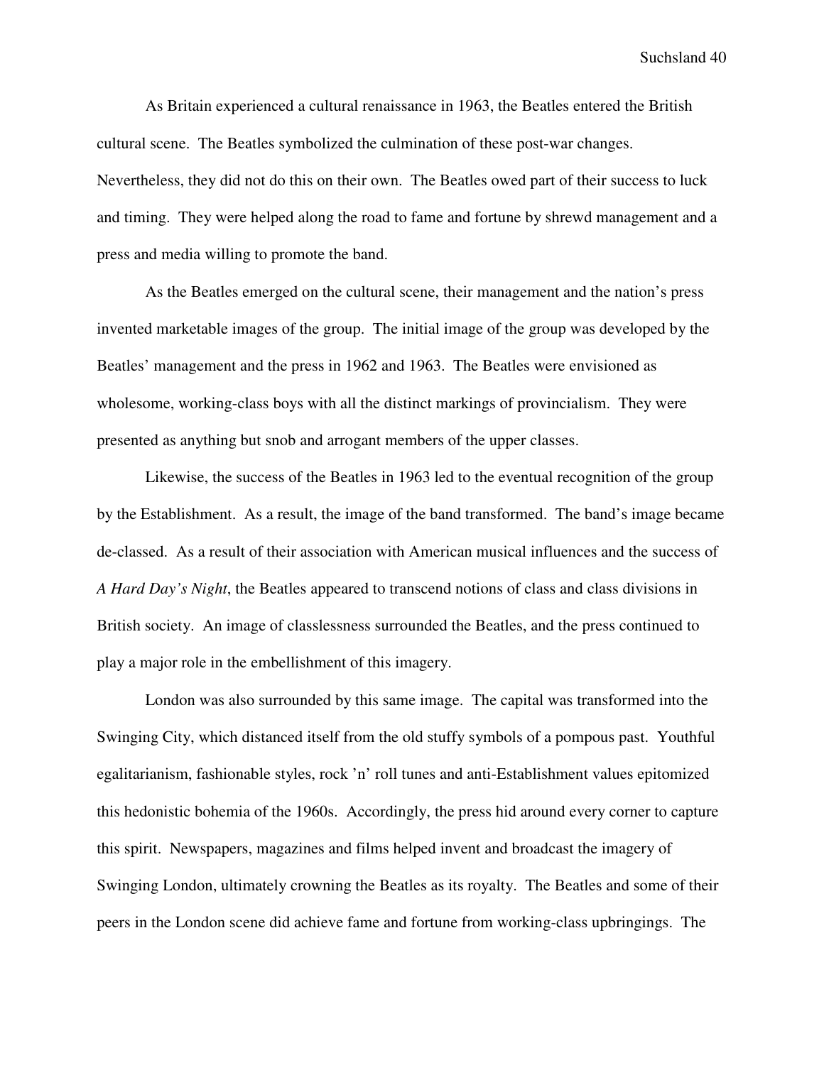As Britain experienced a cultural renaissance in 1963, the Beatles entered the British cultural scene. The Beatles symbolized the culmination of these post-war changes. Nevertheless, they did not do this on their own. The Beatles owed part of their success to luck and timing. They were helped along the road to fame and fortune by shrewd management and a press and media willing to promote the band.

As the Beatles emerged on the cultural scene, their management and the nation's press invented marketable images of the group. The initial image of the group was developed by the Beatles' management and the press in 1962 and 1963. The Beatles were envisioned as wholesome, working-class boys with all the distinct markings of provincialism. They were presented as anything but snob and arrogant members of the upper classes.

Likewise, the success of the Beatles in 1963 led to the eventual recognition of the group by the Establishment. As a result, the image of the band transformed. The band's image became de-classed. As a result of their association with American musical influences and the success of *A Hard Day's Night*, the Beatles appeared to transcend notions of class and class divisions in British society. An image of classlessness surrounded the Beatles, and the press continued to play a major role in the embellishment of this imagery.

London was also surrounded by this same image. The capital was transformed into the Swinging City, which distanced itself from the old stuffy symbols of a pompous past. Youthful egalitarianism, fashionable styles, rock 'n' roll tunes and anti-Establishment values epitomized this hedonistic bohemia of the 1960s. Accordingly, the press hid around every corner to capture this spirit. Newspapers, magazines and films helped invent and broadcast the imagery of Swinging London, ultimately crowning the Beatles as its royalty. The Beatles and some of their peers in the London scene did achieve fame and fortune from working-class upbringings. The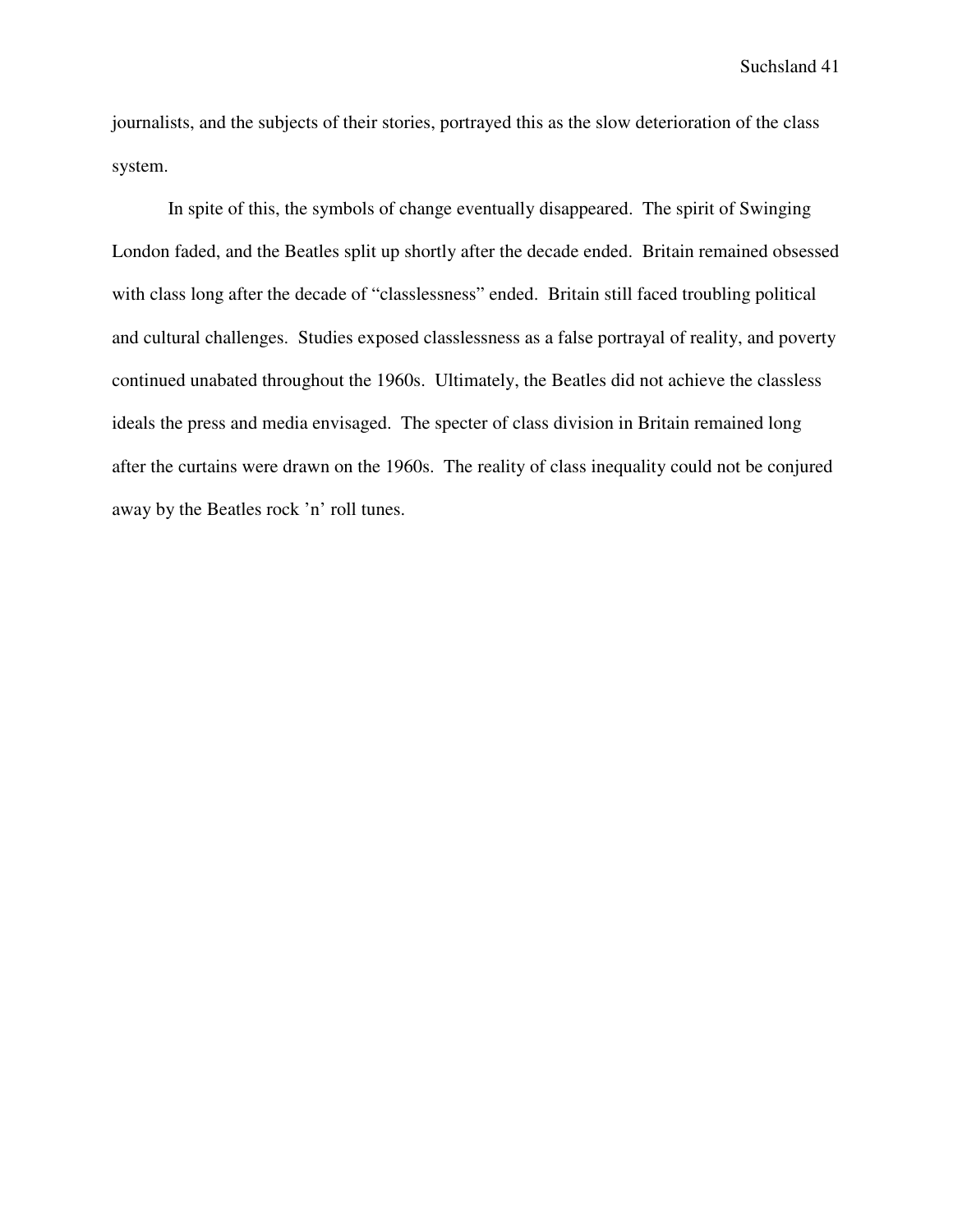journalists, and the subjects of their stories, portrayed this as the slow deterioration of the class system.

In spite of this, the symbols of change eventually disappeared. The spirit of Swinging London faded, and the Beatles split up shortly after the decade ended. Britain remained obsessed with class long after the decade of “classlessness” ended. Britain still faced troubling political and cultural challenges. Studies exposed classlessness as a false portrayal of reality, and poverty continued unabated throughout the 1960s. Ultimately, the Beatles did not achieve the classless ideals the press and media envisaged. The specter of class division in Britain remained long after the curtains were drawn on the 1960s. The reality of class inequality could not be conjured away by the Beatles rock ’n’ roll tunes.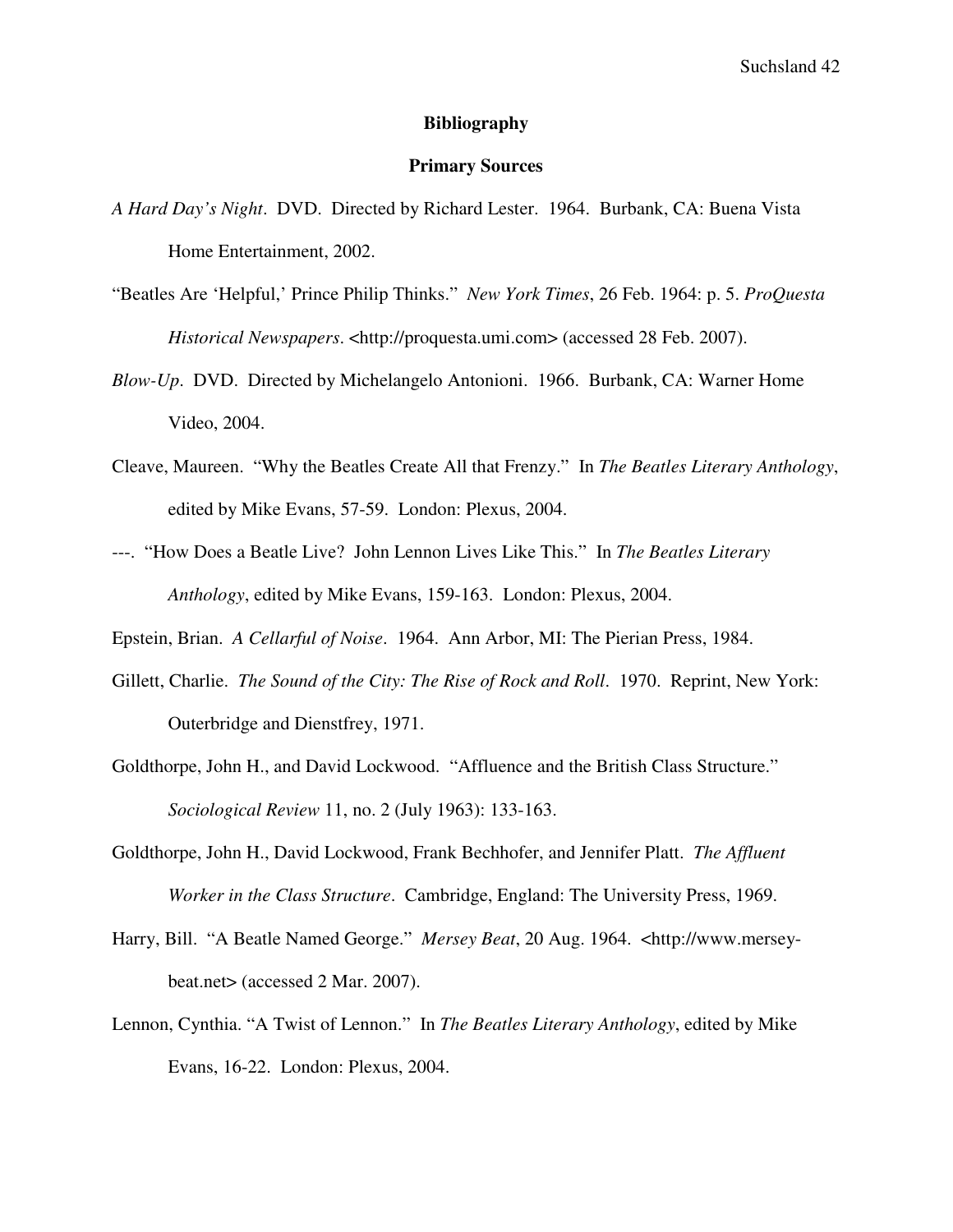## Bibliography

### Primary Sources

*A Hard Day's Night*. DVD. Directed by Richard Lester. 1964. Burbank, CA: Buena Vista Home Entertainment, 2002.

"Beatles Are 'Helpful,' Prince Philip Thinks." *New York Times*, 26 Feb. 1964: p. 5. *ProQuesta Historical Newspapers*. <http://proquesta.umi.com> (accessed 28 Feb. 2007).

*Blow-Up*. DVD. Directed by Michelangelo Antonioni. 1966. Burbank, CA: Warner Home Video, 2004.

Cleave, Maureen. "Why the Beatles Create All that Frenzy." In *The Beatles Literary Anthology*, edited by Mike Evans, 57-59. London: Plexus, 2004.

---. "How Does a Beatle Live? John Lennon Lives Like This." In *The Beatles Literary Anthology*, edited by Mike Evans, 159-163. London: Plexus, 2004.

Epstein, Brian. *A Cellarful of Noise*. 1964. Ann Arbor, MI: The Pierian Press, 1984.

Gillett, Charlie. *The Sound of the City: The Rise of Rock and Roll*. 1970. Reprint, New York: Outerbridge and Dienstfrey, 1971.

Goldthorpe, John H., and David Lockwood. "Affluence and the British Class Structure." *Sociological Review* 11, no. 2 (July 1963): 133-163.

Goldthorpe, John H., David Lockwood, Frank Bechhofer, and Jennifer Platt. *The Affluent Worker in the Class Structure*. Cambridge, England: The University Press, 1969.

Harry, Bill. "A Beatle Named George." *Mersey Beat*, 20 Aug. 1964. <http://www.mersey-beat.net> (accessed 2 Mar. 2007).

Lennon, Cynthia. "A Twist of Lennon." In *The Beatles Literary Anthology*, edited by Mike Evans, 16-22. London: Plexus, 2004.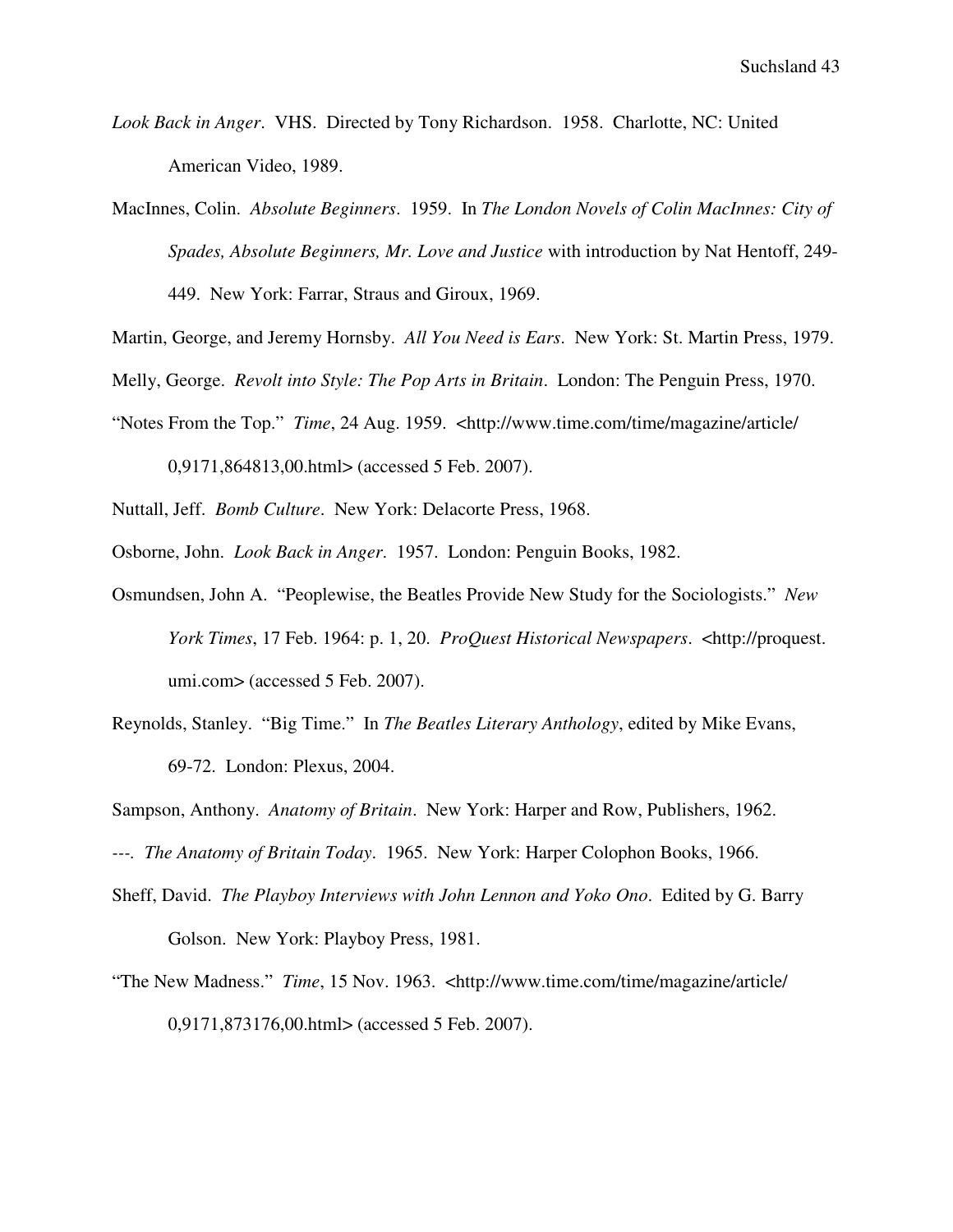*Look Back in Anger*. VHS. Directed by Tony Richardson. 1958. Charlotte, NC: United American Video, 1989.

MacInnes, Colin. *Absolute Beginners*. 1959. In *The London Novels of Colin MacInnes: City of Spades, Absolute Beginners, Mr. Love and Justice* with introduction by Nat Hentoff, 249-449. New York: Farrar, Straus and Giroux, 1969.

Martin, George, and Jeremy Hornsby. *All You Need is Ears*. New York: St. Martin Press, 1979.

Melly, George. *Revolt into Style: The Pop Arts in Britain*. London: The Penguin Press, 1970.

"Notes From the Top." *Time*, 24 Aug. 1959. <http://www.time.com/time/magazine/article/0,9171,864813,00.html> (accessed 5 Feb. 2007).

Nuttall, Jeff. *Bomb Culture*. New York: Delacorte Press, 1968.

Osborne, John. *Look Back in Anger*. 1957. London: Penguin Books, 1982.

Osmundsen, John A. "Peoplewise, the Beatles Provide New Study for the Sociologists." *New York Times*, 17 Feb. 1964: p. 1, 20. *ProQuest Historical Newspapers*. <http://proquest.umi.com> (accessed 5 Feb. 2007).

Reynolds, Stanley. "Big Time." In *The Beatles Literary Anthology*, edited by Mike Evans, 69-72. London: Plexus, 2004.

Sampson, Anthony. *Anatomy of Britain*. New York: Harper and Row, Publishers, 1962.

---. *The Anatomy of Britain Today*. 1965. New York: Harper Colophon Books, 1966.

Sheff, David. *The Playboy Interviews with John Lennon and Yoko Ono*. Edited by G. Barry Golson. New York: Playboy Press, 1981.

"The New Madness." *Time*, 15 Nov. 1963. <http://www.time.com/time/magazine/article/0,9171,873176,00.html> (accessed 5 Feb. 2007).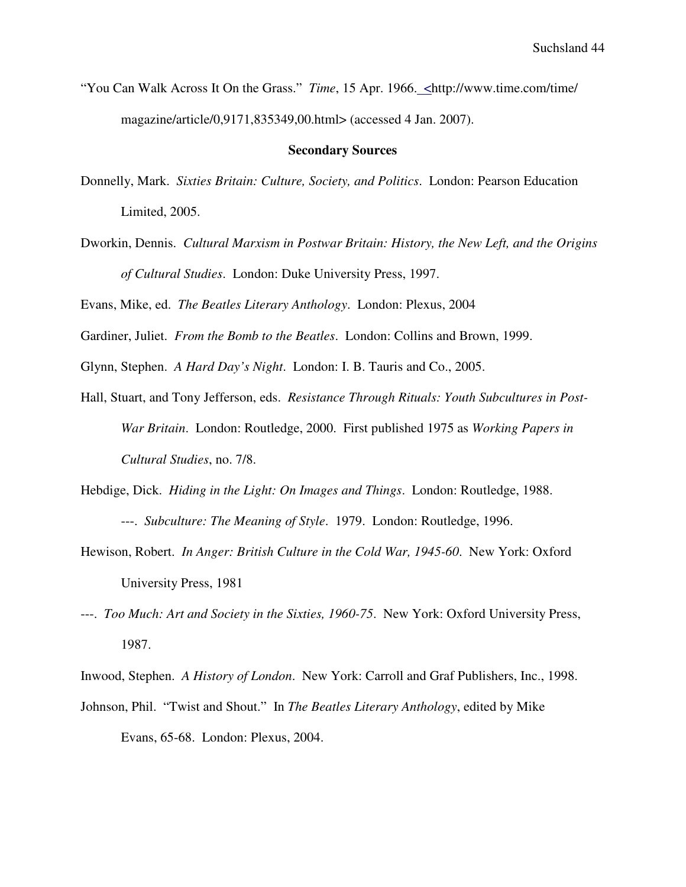"You Can Walk Across It On the Grass." *Time*, 15 Apr. 1966. <http://www.time.com/time/magazine/article/0,9171,835349,00.html> (accessed 4 Jan. 2007).

**Secondary Sources**

Donnelly, Mark. *Sixties Britain: Culture, Society, and Politics*. London: Pearson Education Limited, 2005.

Dworkin, Dennis. *Cultural Marxism in Postwar Britain: History, the New Left, and the Origins of Cultural Studies*. London: Duke University Press, 1997.

Evans, Mike, ed. *The Beatles Literary Anthology*. London: Plexus, 2004

Gardiner, Juliet. *From the Bomb to the Beatles*. London: Collins and Brown, 1999.

Glynn, Stephen. *A Hard Day's Night*. London: I. B. Tauris and Co., 2005.

Hall, Stuart, and Tony Jefferson, eds. *Resistance Through Rituals: Youth Subcultures in Post-War Britain*. London: Routledge, 2000. First published 1975 as *Working Papers in Cultural Studies*, no. 7/8.

Hebdige, Dick. *Hiding in the Light: On Images and Things*. London: Routledge, 1988.

---. *Subculture: The Meaning of Style*. 1979. London: Routledge, 1996.

Hewison, Robert. *In Anger: British Culture in the Cold War, 1945-60*. New York: Oxford University Press, 1981

---. *Too Much: Art and Society in the Sixties, 1960-75*. New York: Oxford University Press, 1987.

Inwood, Stephen. *A History of London*. New York: Carroll and Graf Publishers, Inc., 1998.

Johnson, Phil. "Twist and Shout." In *The Beatles Literary Anthology*, edited by Mike Evans, 65-68. London: Plexus, 2004.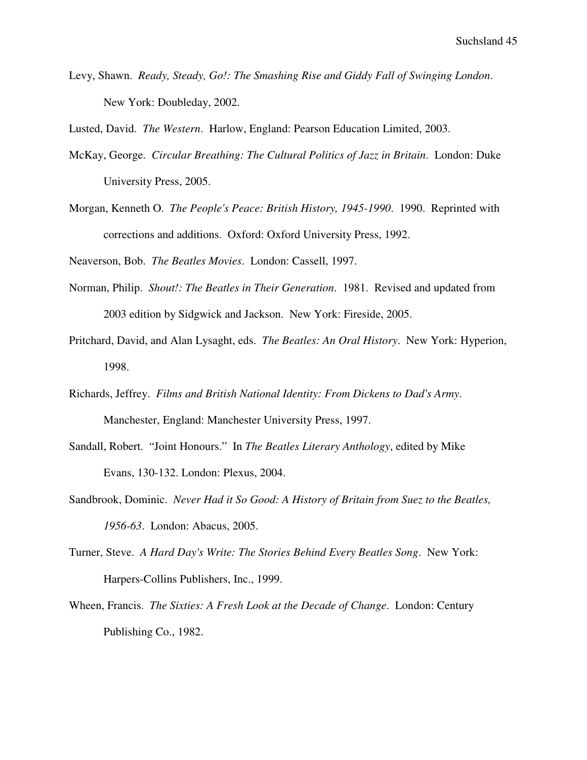Levy, Shawn. *Ready, Steady, Go!: The Smashing Rise and Giddy Fall of Swinging London*. New York: Doubleday, 2002.

Lusted, David. *The Western*. Harlow, England: Pearson Education Limited, 2003.

McKay, George. *Circular Breathing: The Cultural Politics of Jazz in Britain*. London: Duke University Press, 2005.

Morgan, Kenneth O. *The People's Peace: British History, 1945-1990*. 1990. Reprinted with corrections and additions. Oxford: Oxford University Press, 1992.

Neaverson, Bob. *The Beatles Movies*. London: Cassell, 1997.

Norman, Philip. *Shout!: The Beatles in Their Generation*. 1981. Revised and updated from 2003 edition by Sidgwick and Jackson. New York: Fireside, 2005.

Pritchard, David, and Alan Lysaght, eds. *The Beatles: An Oral History*. New York: Hyperion, 1998.

Richards, Jeffrey. *Films and British National Identity: From Dickens to Dad's Army*. Manchester, England: Manchester University Press, 1997.

Sandall, Robert. "Joint Honours." In *The Beatles Literary Anthology*, edited by Mike Evans, 130-132. London: Plexus, 2004.

Sandbrook, Dominic. *Never Had it So Good: A History of Britain from Suez to the Beatles, 1956-63*. London: Abacus, 2005.

Turner, Steve. *A Hard Day's Write: The Stories Behind Every Beatles Song*. New York: Harpers-Collins Publishers, Inc., 1999.

Wheen, Francis. *The Sixties: A Fresh Look at the Decade of Change*. London: Century Publishing Co., 1982.